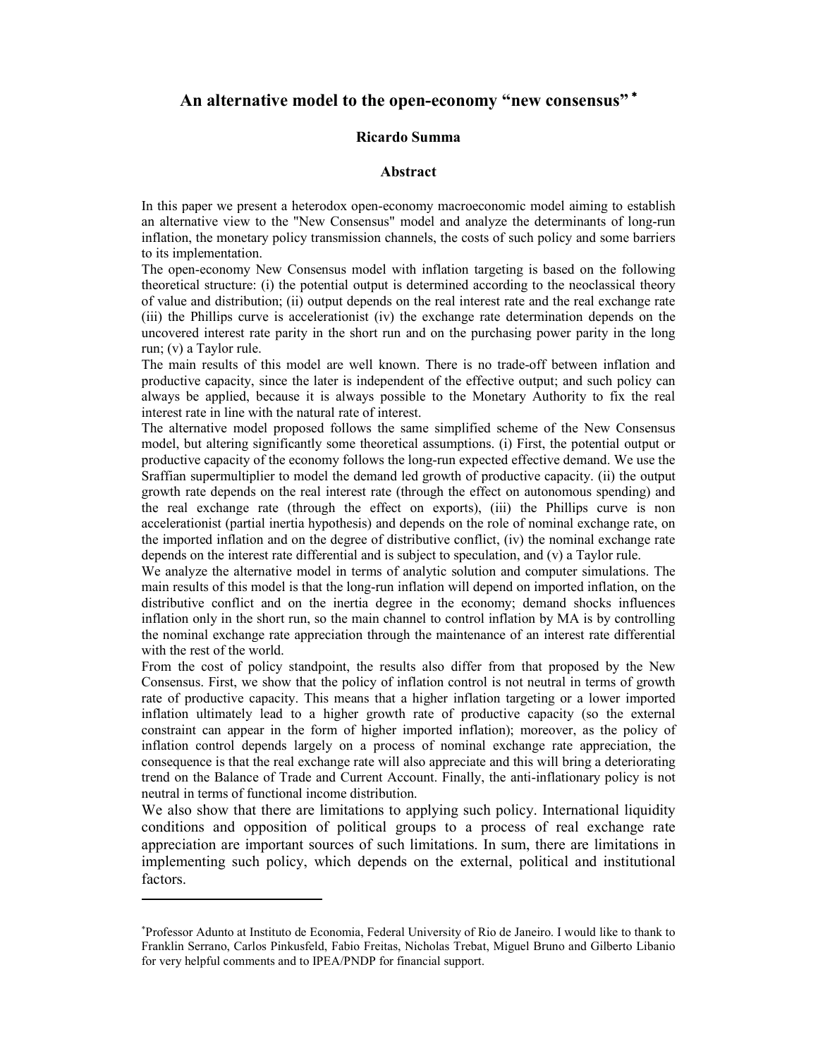# An alternative model to the open-economy "new consensus" [*]

**Ricardo Summa**

### Abstract

In this paper we present a heterodox open-economy macroeconomic model aiming to establish an alternative view to the "New Consensus" model and analyze the determinants of long-run inflation, the monetary policy transmission channels, the costs of such policy and some barriers to its implementation.

The open-economy New Consensus model with inflation targeting is based on the following theoretical structure: (i) the potential output is determined according to the neoclassical theory of value and distribution; (ii) output depends on the real interest rate and the real exchange rate (iii) the Phillips curve is accelerationist (iv) the exchange rate determination depends on the uncovered interest rate parity in the short run and on the purchasing power parity in the long run; (v) a Taylor rule.

The main results of this model are well known. There is no trade-off between inflation and productive capacity, since the later is independent of the effective output; and such policy can always be applied, because it is always possible to the Monetary Authority to fix the real interest rate in line with the natural rate of interest.

The alternative model proposed follows the same simplified scheme of the New Consensus model, but altering significantly some theoretical assumptions. (i) First, the potential output or productive capacity of the economy follows the long-run expected effective demand. We use the Sraffian supermultiplier to model the demand led growth of productive capacity. (ii) the output growth rate depends on the real interest rate (through the effect on autonomous spending) and the real exchange rate (through the effect on exports), (iii) the Phillips curve is non accelerationist (partial inertia hypothesis) and depends on the role of nominal exchange rate, on the imported inflation and on the degree of distributive conflict, (iv) the nominal exchange rate depends on the interest rate differential and is subject to speculation, and (v) a Taylor rule.

We analyze the alternative model in terms of analytic solution and computer simulations. The main results of this model is that the long-run inflation will depend on imported inflation, on the distributive conflict and on the inertia degree in the economy; demand shocks influences inflation only in the short run, so the main channel to control inflation by MA is by controlling the nominal exchange rate appreciation through the maintenance of an interest rate differential with the rest of the world.

From the cost of policy standpoint, the results also differ from that proposed by the New Consensus. First, we show that the policy of inflation control is not neutral in terms of growth rate of productive capacity. This means that a higher inflation targeting or a lower imported inflation ultimately lead to a higher growth rate of productive capacity (so the external constraint can appear in the form of higher imported inflation); moreover, as the policy of inflation control depends largely on a process of nominal exchange rate appreciation, the consequence is that the real exchange rate will also appreciate and this will bring a deteriorating trend on the Balance of Trade and Current Account. Finally, the anti-inflationary policy is not neutral in terms of functional income distribution.

We also show that there are limitations to applying such policy. International liquidity conditions and opposition of political groups to a process of real exchange rate appreciation are important sources of such limitations. In sum, there are limitations in implementing such policy, which depends on the external, political and institutional factors.

---

[*] Professor Adunto at Instituto de Economia, Federal University of Rio de Janeiro. I would like to thank to Franklin Serrano, Carlos Pinkusfeld, Fabio Freitas, Nicholas Trebat, Miguel Bruno and Gilberto Libanio for very helpful comments and to IPEA/PNDP for financial support.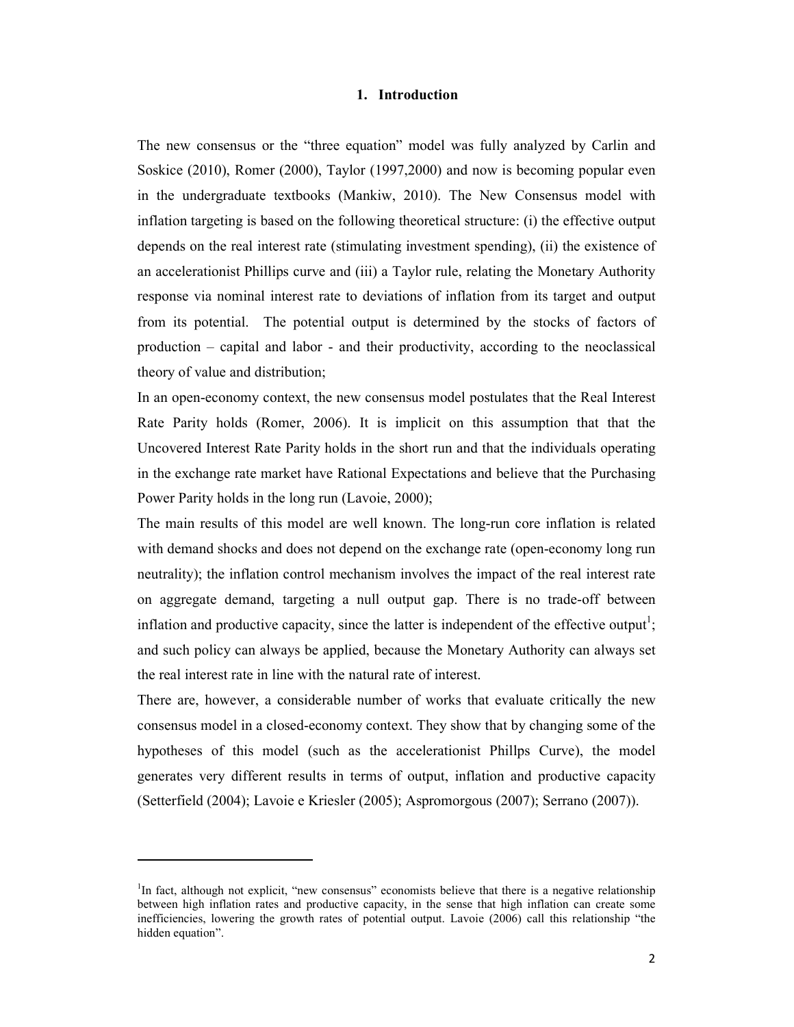# 1. Introduction

The new consensus or the "three equation" model was fully analyzed by Carlin and Soskice (2010), Romer (2000), Taylor (1997,2000) and now is becoming popular even in the undergraduate textbooks (Mankiw, 2010). The New Consensus model with inflation targeting is based on the following theoretical structure: (i) the effective output depends on the real interest rate (stimulating investment spending), (ii) the existence of an accelerationist Phillips curve and (iii) a Taylor rule, relating the Monetary Authority response via nominal interest rate to deviations of inflation from its target and output from its potential. The potential output is determined by the stocks of factors of production – capital and labor - and their productivity, according to the neoclassical theory of value and distribution;

In an open-economy context, the new consensus model postulates that the Real Interest Rate Parity holds (Romer, 2006). It is implicit on this assumption that that the Uncovered Interest Rate Parity holds in the short run and that the individuals operating in the exchange rate market have Rational Expectations and believe that the Purchasing Power Parity holds in the long run (Lavoie, 2000);

The main results of this model are well known. The long-run core inflation is related with demand shocks and does not depend on the exchange rate (open-economy long run neutrality); the inflation control mechanism involves the impact of the real interest rate on aggregate demand, targeting a null output gap. There is no trade-off between inflation and productive capacity, since the latter is independent of the effective output[1]; and such policy can always be applied, because the Monetary Authority can always set the real interest rate in line with the natural rate of interest.

There are, however, a considerable number of works that evaluate critically the new consensus model in a closed-economy context. They show that by changing some of the hypotheses of this model (such as the accelerationist Phillps Curve), the model generates very different results in terms of output, inflation and productive capacity (Setterfield (2004); Lavoie e Kriesler (2005); Aspromorgous (2007); Serrano (2007)).

---

[1] In fact, although not explicit, "new consensus" economists believe that there is a negative relationship between high inflation rates and productive capacity, in the sense that high inflation can create some inefficiencies, lowering the growth rates of potential output. Lavoie (2006) call this relationship "the hidden equation".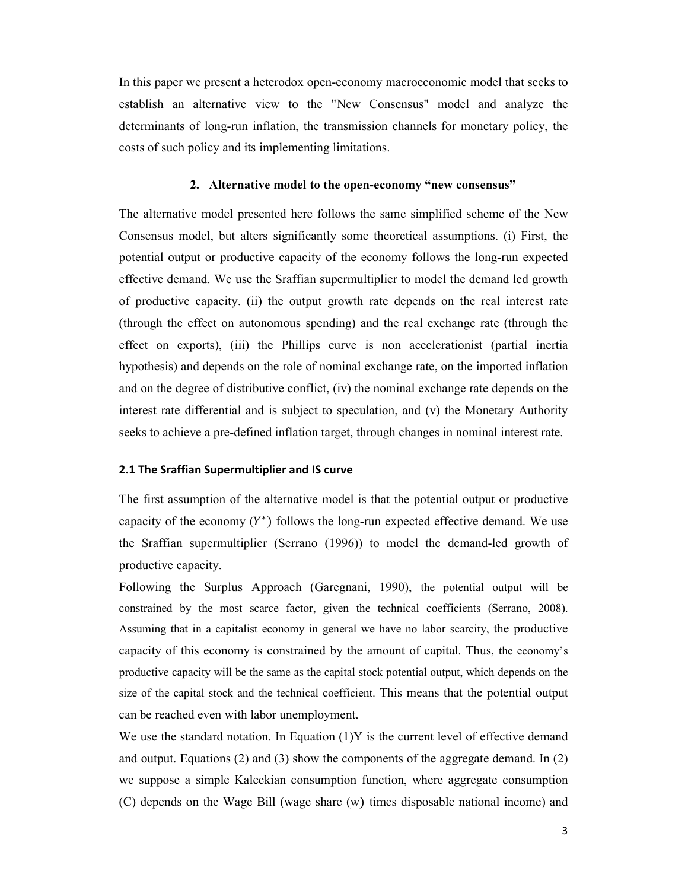In this paper we present a heterodox open-economy macroeconomic model that seeks to establish an alternative view to the "New Consensus" model and analyze the determinants of long-run inflation, the transmission channels for monetary policy, the costs of such policy and its implementing limitations.

## 2. Alternative model to the open-economy "new consensus"

The alternative model presented here follows the same simplified scheme of the New Consensus model, but alters significantly some theoretical assumptions. (i) First, the potential output or productive capacity of the economy follows the long-run expected effective demand. We use the Sraffian supermultiplier to model the demand led growth of productive capacity. (ii) the output growth rate depends on the real interest rate (through the effect on autonomous spending) and the real exchange rate (through the effect on exports), (iii) the Phillips curve is non accelerationist (partial inertia hypothesis) and depends on the role of nominal exchange rate, on the imported inflation and on the degree of distributive conflict, (iv) the nominal exchange rate depends on the interest rate differential and is subject to speculation, and (v) the Monetary Authority seeks to achieve a pre-defined inflation target, through changes in nominal interest rate.

### 2.1 The Sraffian Supermultiplier and IS curve

The first assumption of the alternative model is that the potential output or productive capacity of the economy ($Y^*$) follows the long-run expected effective demand. We use the Sraffian supermultiplier (Serrano (1996)) to model the demand-led growth of productive capacity.

Following the Surplus Approach (Garegnani, 1990), the potential output will be constrained by the most scarce factor, given the technical coefficients (Serrano, 2008). Assuming that in a capitalist economy in general we have no labor scarcity, the productive capacity of this economy is constrained by the amount of capital. Thus, the economy's productive capacity will be the same as the capital stock potential output, which depends on the size of the capital stock and the technical coefficient. This means that the potential output can be reached even with labor unemployment.

We use the standard notation. In Equation (1)Y is the current level of effective demand and output. Equations (2) and (3) show the components of the aggregate demand. In (2) we suppose a simple Kaleckian consumption function, where aggregate consumption (C) depends on the Wage Bill (wage share (w) times disposable national income) and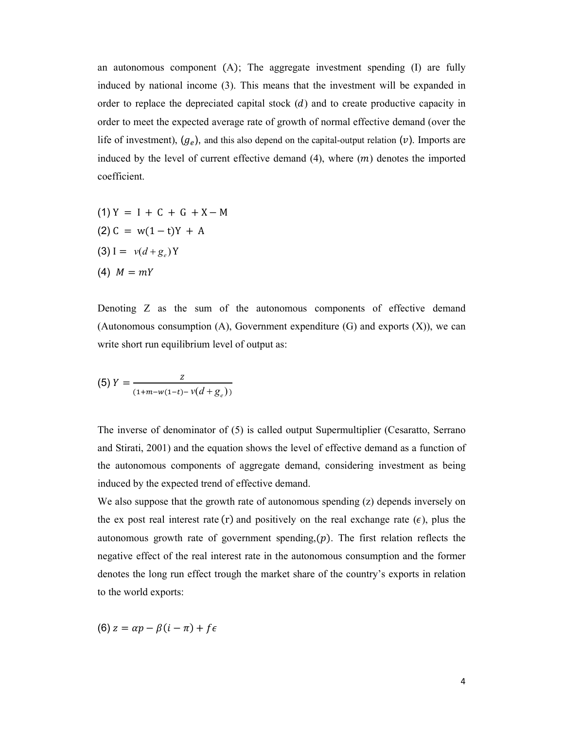an autonomous component (A); The aggregate investment spending (I) are fully induced by national income (3). This means that the investment will be expanded in order to replace the depreciated capital stock $(d)$ and to create productive capacity in order to meet the expected average rate of growth of normal effective demand (over the life of investment), $(g_e)$, and this also depend on the capital-output relation $(v)$. Imports are induced by the level of current effective demand (4), where $(m)$ denotes the imported coefficient.

(1) $Y = I + C + G + X - M$

(2) $C = w(1 - t)Y + A$

(3) $I = v(d + g_e)Y$

(4) $M = mY$

Denoting Z as the sum of the autonomous components of effective demand (Autonomous consumption (A), Government expenditure (G) and exports (X)), we can write short run equilibrium level of output as:

(5) $$Y = \frac{Z}{(1 + m - w(1-t) - v(d + g_e))}$$

The inverse of denominator of (5) is called output Supermultiplier (Cesaratto, Serrano and Stirati, 2001) and the equation shows the level of effective demand as a function of the autonomous components of aggregate demand, considering investment as being induced by the expected trend of effective demand.

We also suppose that the growth rate of autonomous spending $(z)$ depends inversely on the ex post real interest rate $(r)$ and positively on the real exchange rate $(\epsilon)$, plus the autonomous growth rate of government spending, $(p)$. The first relation reflects the negative effect of the real interest rate in the autonomous consumption and the former denotes the long run effect trough the market share of the country's exports in relation to the world exports:

(6) $z = \alpha p - \beta(i - \pi) + f\epsilon$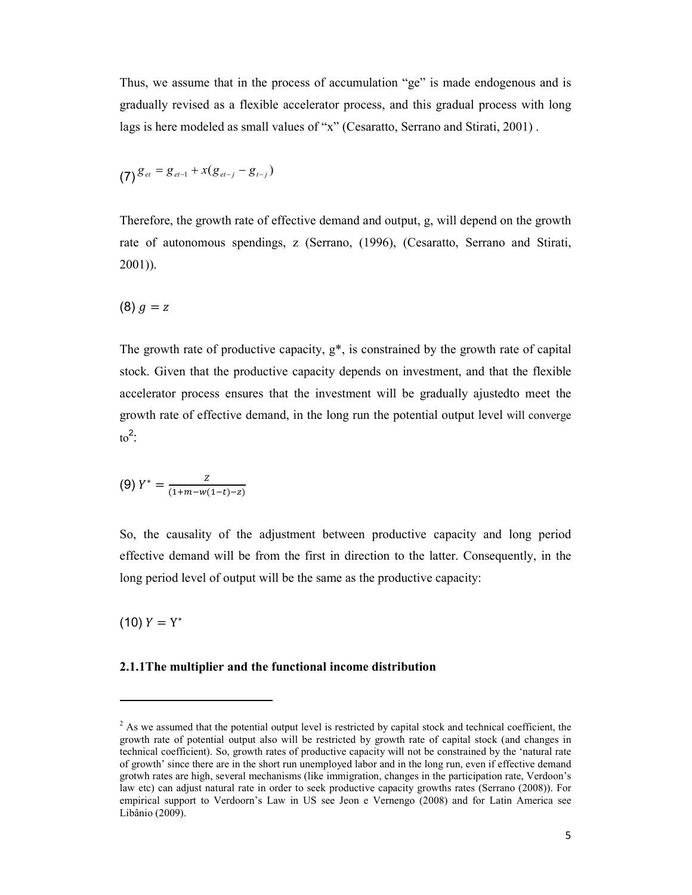Thus, we assume that in the process of accumulation "ge" is made endogenous and is gradually revised as a flexible accelerator process, and this gradual process with long lags is here modeled as small values of "x" (Cesaratto, Serrano and Stirati, 2001) .

$$(7)\ g_{et} = g_{et-1} + x(g_{et-j} - g_{t-j})$$

Therefore, the growth rate of effective demand and output, g, will depend on the growth rate of autonomous spendings, z (Serrano, (1996), (Cesaratto, Serrano and Stirati, 2001)).

$$(8)\ g = z$$

The growth rate of productive capacity, g*, is constrained by the growth rate of capital stock. Given that the productive capacity depends on investment, and that the flexible accelerator process ensures that the investment will be gradually ajustedto meet the growth rate of effective demand, in the long run the potential output level will converge to[2]:

$$(9)\ Y^{*} = \frac{z}{(1+m-w(1-t)-z)}$$

So, the causality of the adjustment between productive capacity and long period effective demand will be from the first in direction to the latter. Consequently, in the long period level of output will be the same as the productive capacity:

$$(10)\ Y = Y^{*}$$

### 2.1.1The multiplier and the functional income distribution

---

[2] As we assumed that the potential output level is restricted by capital stock and technical coefficient, the growth rate of potential output also will be restricted by growth rate of capital stock (and changes in technical coefficient). So, growth rates of productive capacity will not be constrained by the 'natural rate of growth' since there are in the short run unemployed labor and in the long run, even if effective demand grotwh rates are high, several mechanisms (like immigration, changes in the participation rate, Verdoon's law etc) can adjust natural rate in order to seek productive capacity growths rates (Serrano (2008)). For empirical support to Verdoorn's Law in US see Jeon e Vernengo (2008) and for Latin America see Libânio (2009).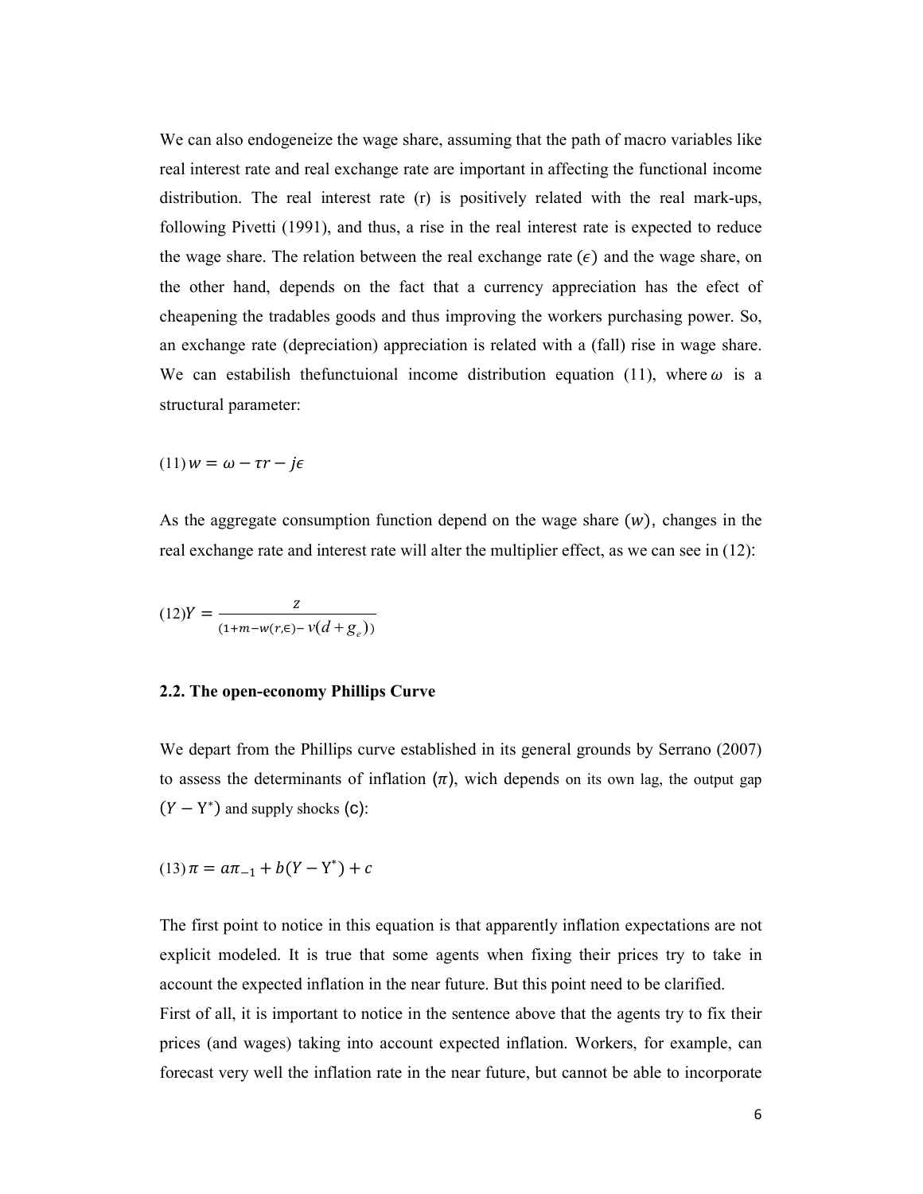We can also endogeneize the wage share, assuming that the path of macro variables like real interest rate and real exchange rate are important in affecting the functional income distribution. The real interest rate (r) is positively related with the real mark-ups, following Pivetti (1991), and thus, a rise in the real interest rate is expected to reduce the wage share. The relation between the real exchange rate ($\epsilon$) and the wage share, on the other hand, depends on the fact that a currency appreciation has the efect of cheapening the tradables goods and thus improving the workers purchasing power. So, an exchange rate (depreciation) appreciation is related with a (fall) rise in wage share. We can estabilish thefunctuional income distribution equation (11), where $\omega$ is a structural parameter:

$$(11)\ w = \omega - \tau r - j\epsilon$$

As the aggregate consumption function depend on the wage share $(w)$, changes in the real exchange rate and interest rate will alter the multiplier effect, as we can see in (12):

$$(12)Y = \frac{z}{(1+m-w(r,\epsilon)-v(d+g_e))}$$

### 2.2. The open-economy Phillips Curve

We depart from the Phillips curve established in its general grounds by Serrano (2007) to assess the determinants of inflation $(\pi)$, wich depends on its own lag, the output gap $(Y - Y^*)$ and supply shocks (c):

$$(13)\ \pi = a\pi_{-1} + b(Y - Y^*) + c$$

The first point to notice in this equation is that apparently inflation expectations are not explicit modeled. It is true that some agents when fixing their prices try to take in account the expected inflation in the near future. But this point need to be clarified.

First of all, it is important to notice in the sentence above that the agents try to fix their prices (and wages) taking into account expected inflation. Workers, for example, can forecast very well the inflation rate in the near future, but cannot be able to incorporate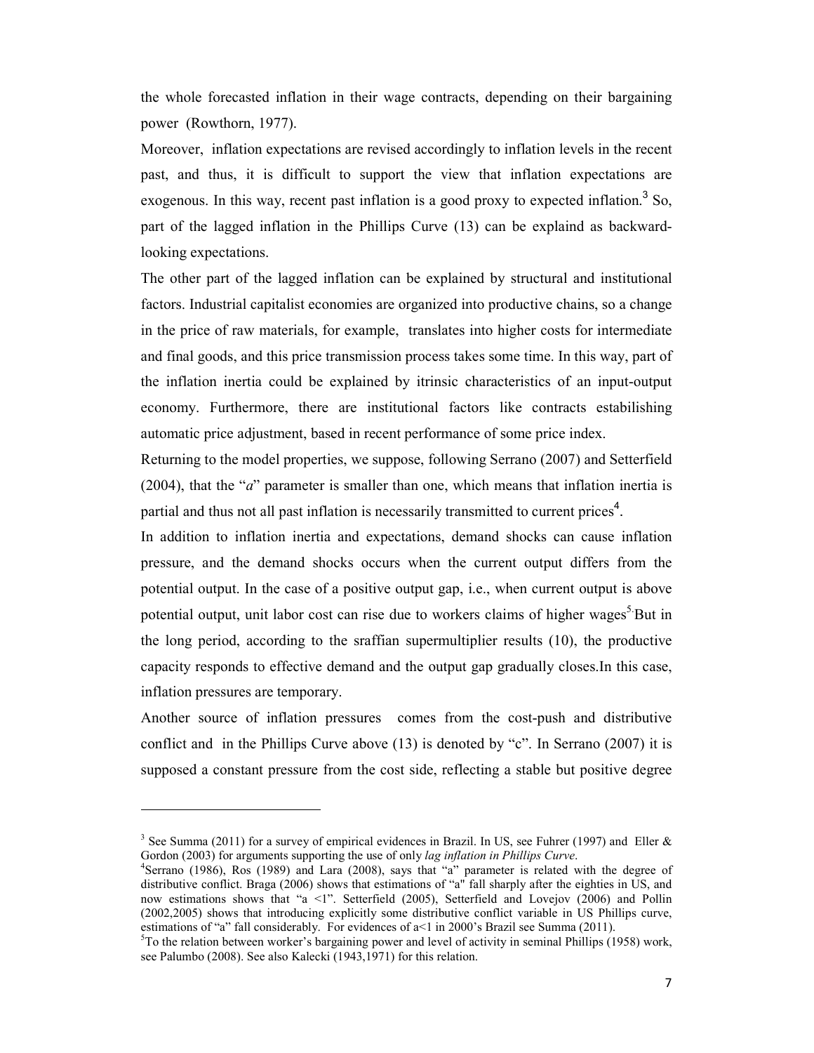the whole forecasted inflation in their wage contracts, depending on their bargaining power (Rowthorn, 1977).

Moreover, inflation expectations are revised accordingly to inflation levels in the recent past, and thus, it is difficult to support the view that inflation expectations are exogenous. In this way, recent past inflation is a good proxy to expected inflation.[3] So, part of the lagged inflation in the Phillips Curve (13) can be explaind as backward-looking expectations.

The other part of the lagged inflation can be explained by structural and institutional factors. Industrial capitalist economies are organized into productive chains, so a change in the price of raw materials, for example, translates into higher costs for intermediate and final goods, and this price transmission process takes some time. In this way, part of the inflation inertia could be explained by itrinsic characteristics of an input-output economy. Furthermore, there are institutional factors like contracts estabilishing automatic price adjustment, based in recent performance of some price index.

Returning to the model properties, we suppose, following Serrano (2007) and Setterfield (2004), that the "*a*" parameter is smaller than one, which means that inflation inertia is partial and thus not all past inflation is necessarily transmitted to current prices[4].

In addition to inflation inertia and expectations, demand shocks can cause inflation pressure, and the demand shocks occurs when the current output differs from the potential output. In the case of a positive output gap, i.e., when current output is above potential output, unit labor cost can rise due to workers claims of higher wages[5].But in the long period, according to the sraffian supermultiplier results (10), the productive capacity responds to effective demand and the output gap gradually closes.In this case, inflation pressures are temporary.

Another source of inflation pressures comes from the cost-push and distributive conflict and in the Phillips Curve above (13) is denoted by "c". In Serrano (2007) it is supposed a constant pressure from the cost side, reflecting a stable but positive degree

---

[3] See Summa (2011) for a survey of empirical evidences in Brazil. In US, see Fuhrer (1997) and Eller & Gordon (2003) for arguments supporting the use of only *lag inflation in Phillips Curve*.

[4] Serrano (1986), Ros (1989) and Lara (2008), says that "a" parameter is related with the degree of distributive conflict. Braga (2006) shows that estimations of "a" fall sharply after the eighties in US, and now estimations shows that "a <1". Setterfield (2005), Setterfield and Lovejov (2006) and Pollin (2002,2005) shows that introducing explicitly some distributive conflict variable in US Phillips curve, estimations of "a" fall considerably. For evidences of a<1 in 2000's Brazil see Summa (2011).

[5] To the relation between worker's bargaining power and level of activity in seminal Phillips (1958) work, see Palumbo (2008). See also Kalecki (1943,1971) for this relation.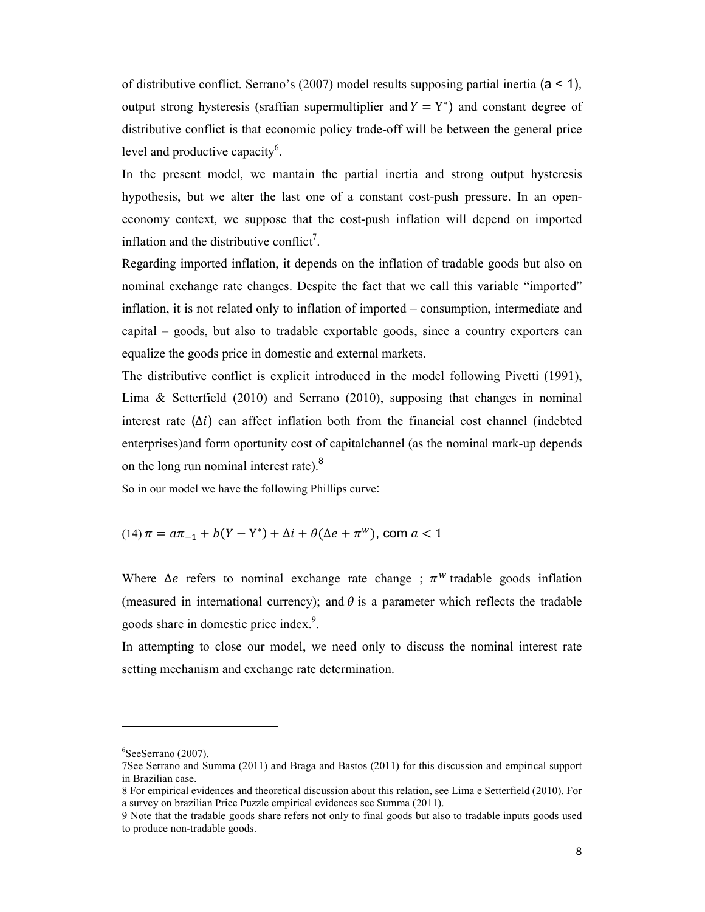of distributive conflict. Serrano's (2007) model results supposing partial inertia ($a < 1$), output strong hysteresis (sraffian supermultiplier and $Y = Y^*$) and constant degree of distributive conflict is that economic policy trade-off will be between the general price level and productive capacity[6].

In the present model, we mantain the partial inertia and strong output hysteresis hypothesis, but we alter the last one of a constant cost-push pressure. In an open-economy context, we suppose that the cost-push inflation will depend on imported inflation and the distributive conflict[7].

Regarding imported inflation, it depends on the inflation of tradable goods but also on nominal exchange rate changes. Despite the fact that we call this variable "imported" inflation, it is not related only to inflation of imported – consumption, intermediate and capital – goods, but also to tradable exportable goods, since a country exporters can equalize the goods price in domestic and external markets.

The distributive conflict is explicit introduced in the model following Pivetti (1991), Lima & Setterfield (2010) and Serrano (2010), supposing that changes in nominal interest rate ($\Delta i$) can affect inflation both from the financial cost channel (indebted enterprises)and form oportunity cost of capitalchannel (as the nominal mark-up depends on the long run nominal interest rate).[8]

So in our model we have the following Phillips curve:

(14) $\pi = a\pi_{-1} + b(Y - Y^*) + \Delta i + \theta(\Delta e + \pi^w)$, com $a < 1$

Where $\Delta e$ refers to nominal exchange rate change ; $\pi^w$ tradable goods inflation (measured in international currency); and $\theta$ is a parameter which reflects the tradable goods share in domestic price index.[9].

In attempting to close our model, we need only to discuss the nominal interest rate setting mechanism and exchange rate determination.

---

[6] SeeSerrano (2007).

[7] See Serrano and Summa (2011) and Braga and Bastos (2011) for this discussion and empirical support in Brazilian case.

[8] For empirical evidences and theoretical discussion about this relation, see Lima e Setterfield (2010). For a survey on brazilian Price Puzzle empirical evidences see Summa (2011).

[9] Note that the tradable goods share refers not only to final goods but also to tradable inputs goods used to produce non-tradable goods.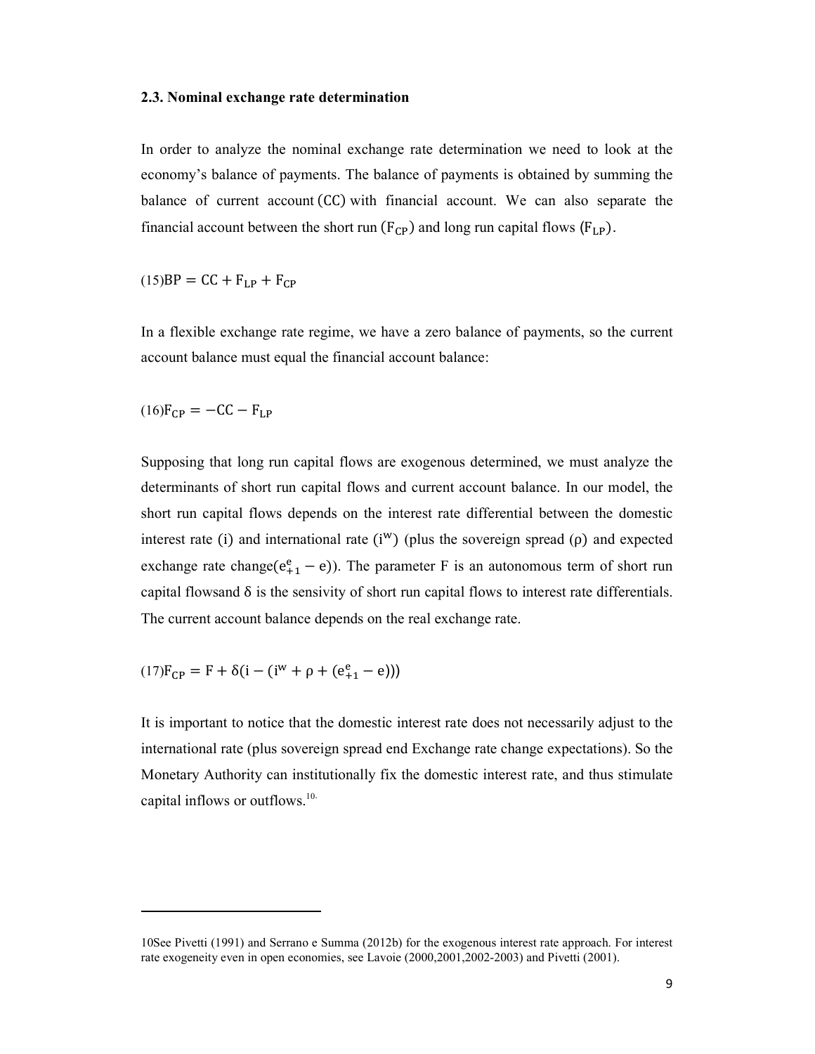### 2.3. Nominal exchange rate determination

In order to analyze the nominal exchange rate determination we need to look at the economy's balance of payments. The balance of payments is obtained by summing the balance of current account $(\mathrm{CC})$ with financial account. We can also separate the financial account between the short run $(\mathrm{F_{CP}})$ and long run capital flows $(\mathrm{F_{LP}})$.

$$(15)\mathrm{BP} = \mathrm{CC} + \mathrm{F_{LP}} + \mathrm{F_{CP}}$$

In a flexible exchange rate regime, we have a zero balance of payments, so the current account balance must equal the financial account balance:

$$(16)\mathrm{F_{CP}} = -\mathrm{CC} - \mathrm{F_{LP}}$$

Supposing that long run capital flows are exogenous determined, we must analyze the determinants of short run capital flows and current account balance. In our model, the short run capital flows depends on the interest rate differential between the domestic interest rate $(\mathrm{i})$ and international rate $(\mathrm{i^w})$ (plus the sovereign spread $(\rho)$ and expected exchange rate change$(\mathrm{e}^{\mathrm{e}}_{+1} - \mathrm{e})$). The parameter F is an autonomous term of short run capital flowsand $\delta$ is the sensivity of short run capital flows to interest rate differentials. The current account balance depends on the real exchange rate.

$$(17)\mathrm{F_{CP}} = \mathrm{F} + \delta(\mathrm{i} - (\mathrm{i^w} + \rho + (\mathrm{e}^{\mathrm{e}}_{+1} - \mathrm{e})))$$

It is important to notice that the domestic interest rate does not necessarily adjust to the international rate (plus sovereign spread end Exchange rate change expectations). So the Monetary Authority can institutionally fix the domestic interest rate, and thus stimulate capital inflows or outflows.[10]

10See Pivetti (1991) and Serrano e Summa (2012b) for the exogenous interest rate approach. For interest rate exogeneity even in open economies, see Lavoie (2000,2001,2002-2003) and Pivetti (2001).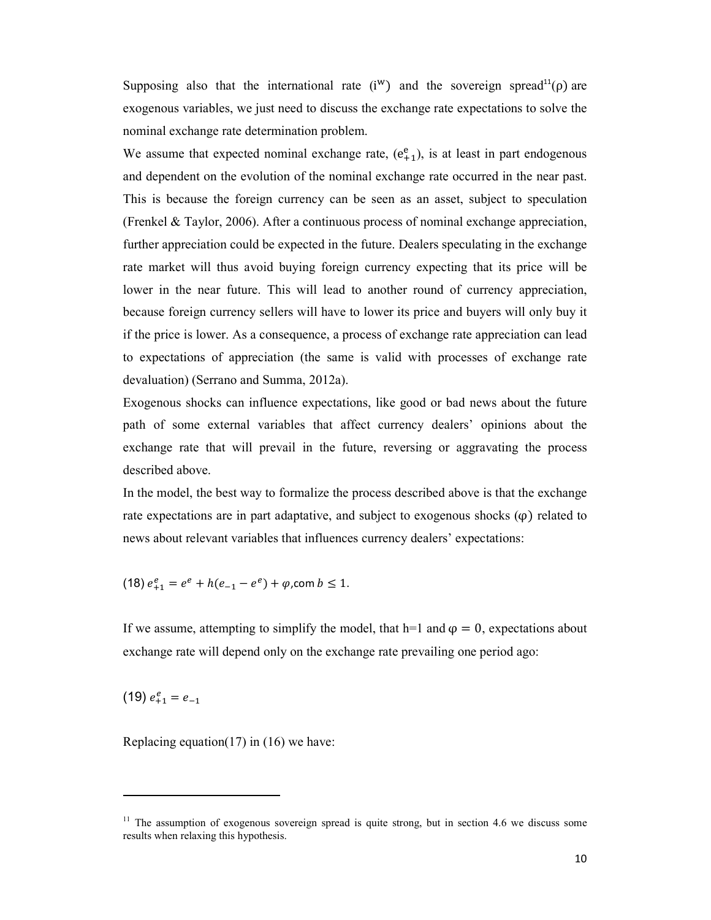Supposing also that the international rate ($i^w$) and the sovereign spread[11]($\rho$) are exogenous variables, we just need to discuss the exchange rate expectations to solve the nominal exchange rate determination problem.

We assume that expected nominal exchange rate, ($e^e_{+1}$), is at least in part endogenous and dependent on the evolution of the nominal exchange rate occurred in the near past. This is because the foreign currency can be seen as an asset, subject to speculation (Frenkel & Taylor, 2006). After a continuous process of nominal exchange appreciation, further appreciation could be expected in the future. Dealers speculating in the exchange rate market will thus avoid buying foreign currency expecting that its price will be lower in the near future. This will lead to another round of currency appreciation, because foreign currency sellers will have to lower its price and buyers will only buy it if the price is lower. As a consequence, a process of exchange rate appreciation can lead to expectations of appreciation (the same is valid with processes of exchange rate devaluation) (Serrano and Summa, 2012a).

Exogenous shocks can influence expectations, like good or bad news about the future path of some external variables that affect currency dealers' opinions about the exchange rate that will prevail in the future, reversing or aggravating the process described above.

In the model, the best way to formalize the process described above is that the exchange rate expectations are in part adaptative, and subject to exogenous shocks ($\varphi$) related to news about relevant variables that influences currency dealers' expectations:

(18) $e^e_{+1} = e^e + h(e_{-1} - e^e) + \varphi$, com $b \leq 1$.

If we assume, attempting to simplify the model, that h=1 and $\varphi = 0$, expectations about exchange rate will depend only on the exchange rate prevailing one period ago:

(19) $e^e_{+1} = e_{-1}$

Replacing equation(17) in (16) we have:

[11] The assumption of exogenous sovereign spread is quite strong, but in section 4.6 we discuss some results when relaxing this hypothesis.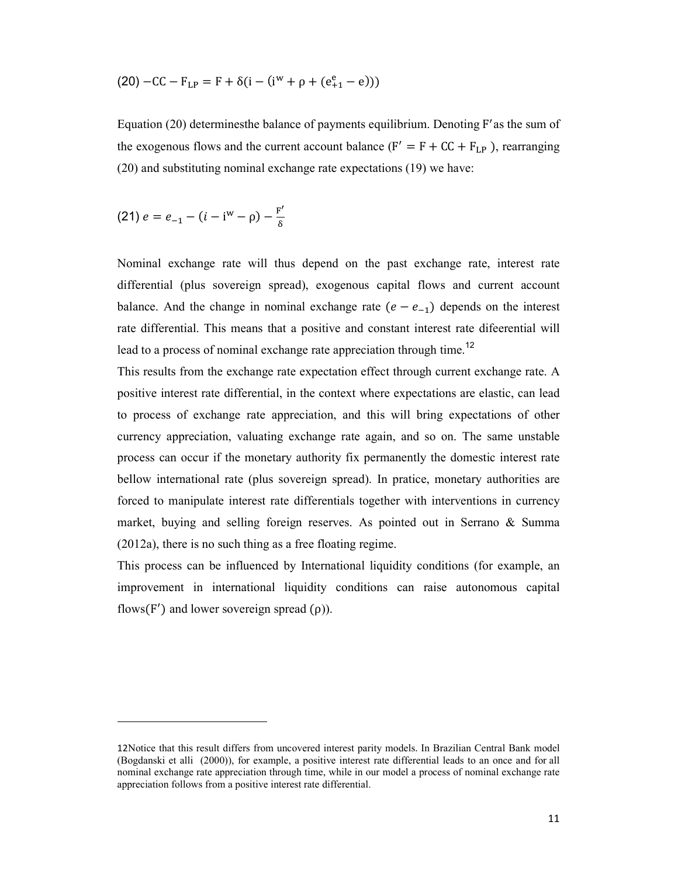$$(20)\ -\mathrm{CC}-\mathrm{F_{LP}}=\mathrm{F}+\delta(\mathrm{i}-(\mathrm{i^w}+\rho+(\mathrm{e^e_{+1}}-\mathrm{e})))$$

Equation (20) determinesthe balance of payments equilibrium. Denoting $\mathrm{F'}$as the sum of the exogenous flows and the current account balance ($\mathrm{F'}=\mathrm{F}+\mathrm{CC}+\mathrm{F_{LP}}$ ), rearranging (20) and substituting nominal exchange rate expectations (19) we have:

$$(21)\ e=e_{-1}-(i-\mathrm{i^w}-\rho)-\frac{\mathrm{F'}}{\delta}$$

Nominal exchange rate will thus depend on the past exchange rate, interest rate differential (plus sovereign spread), exogenous capital flows and current account balance. And the change in nominal exchange rate ($e-e_{-1}$) depends on the interest rate differential. This means that a positive and constant interest rate difeerential will lead to a process of nominal exchange rate appreciation through time.[12]

This results from the exchange rate expectation effect through current exchange rate. A positive interest rate differential, in the context where expectations are elastic, can lead to process of exchange rate appreciation, and this will bring expectations of other currency appreciation, valuating exchange rate again, and so on. The same unstable process can occur if the monetary authority fix permanently the domestic interest rate bellow international rate (plus sovereign spread). In pratice, monetary authorities are forced to manipulate interest rate differentials together with interventions in currency market, buying and selling foreign reserves. As pointed out in Serrano & Summa (2012a), there is no such thing as a free floating regime.

This process can be influenced by International liquidity conditions (for example, an improvement in international liquidity conditions can raise autonomous capital flows($\mathrm{F'}$) and lower sovereign spread ($\rho$)).

---

12Notice that this result differs from uncovered interest parity models. In Brazilian Central Bank model (Bogdanski et alli (2000)), for example, a positive interest rate differential leads to an once and for all nominal exchange rate appreciation through time, while in our model a process of nominal exchange rate appreciation follows from a positive interest rate differential.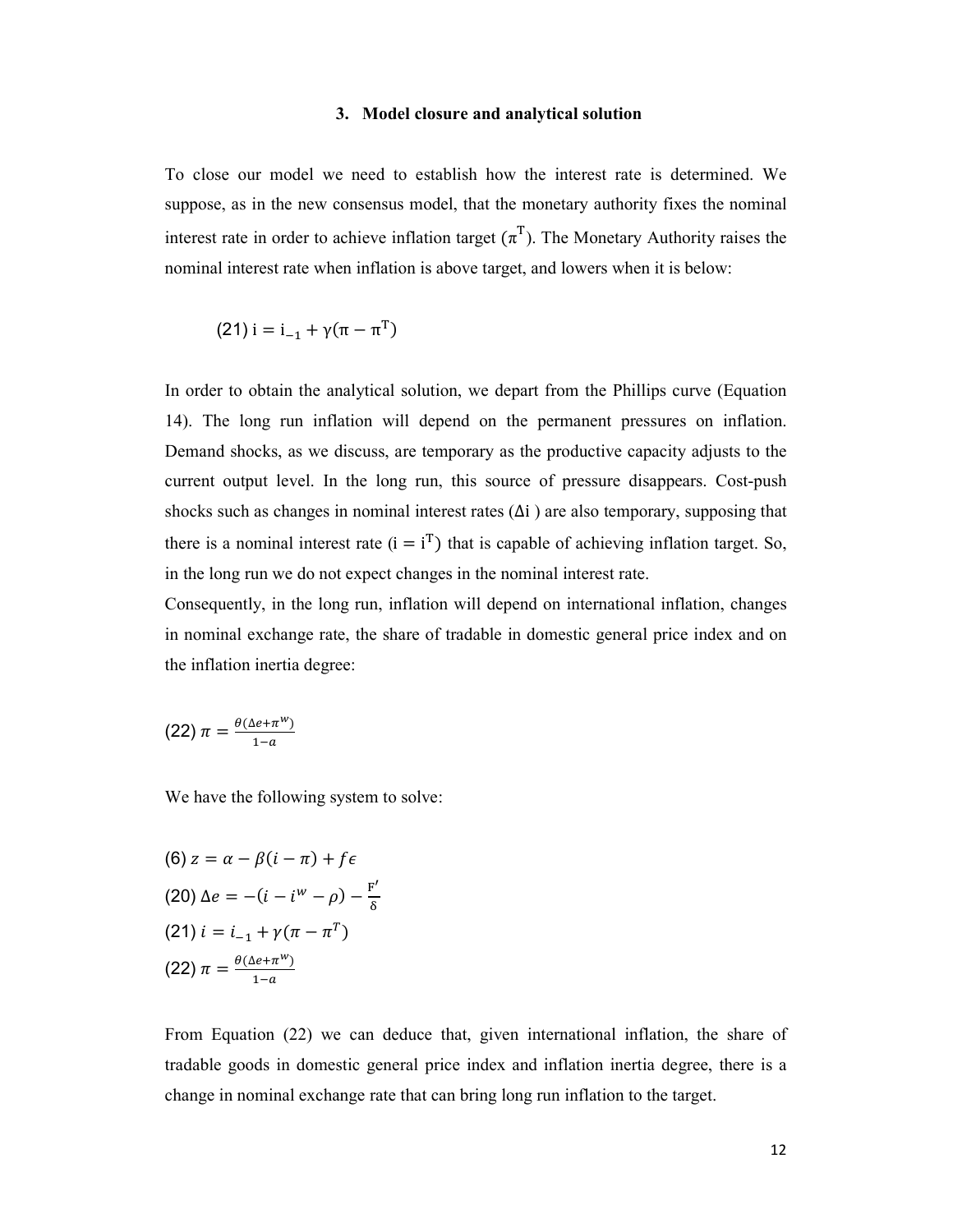### 3. Model closure and analytical solution

To close our model we need to establish how the interest rate is determined. We suppose, as in the new consensus model, that the monetary authority fixes the nominal interest rate in order to achieve inflation target ($\pi^T$). The Monetary Authority raises the nominal interest rate when inflation is above target, and lowers when it is below:

$$(21)\ i = i_{-1} + \gamma(\pi - \pi^T)$$

In order to obtain the analytical solution, we depart from the Phillips curve (Equation 14). The long run inflation will depend on the permanent pressures on inflation. Demand shocks, as we discuss, are temporary as the productive capacity adjusts to the current output level. In the long run, this source of pressure disappears. Cost-push shocks such as changes in nominal interest rates ($\Delta i$ ) are also temporary, supposing that there is a nominal interest rate ($i = i^T$) that is capable of achieving inflation target. So, in the long run we do not expect changes in the nominal interest rate.

Consequently, in the long run, inflation will depend on international inflation, changes in nominal exchange rate, the share of tradable in domestic general price index and on the inflation inertia degree:

$$(22)\ \pi = \frac{\theta(\Delta e + \pi^w)}{1-a}$$

We have the following system to solve:

$$(6)\ z = \alpha - \beta(i - \pi) + f\epsilon$$

$$(20)\ \Delta e = -(i - i^w - \rho) - \frac{F'}{\delta}$$

$$(21)\ i = i_{-1} + \gamma(\pi - \pi^T)$$

$$(22)\ \pi = \frac{\theta(\Delta e + \pi^w)}{1-a}$$

From Equation (22) we can deduce that, given international inflation, the share of tradable goods in domestic general price index and inflation inertia degree, there is a change in nominal exchange rate that can bring long run inflation to the target.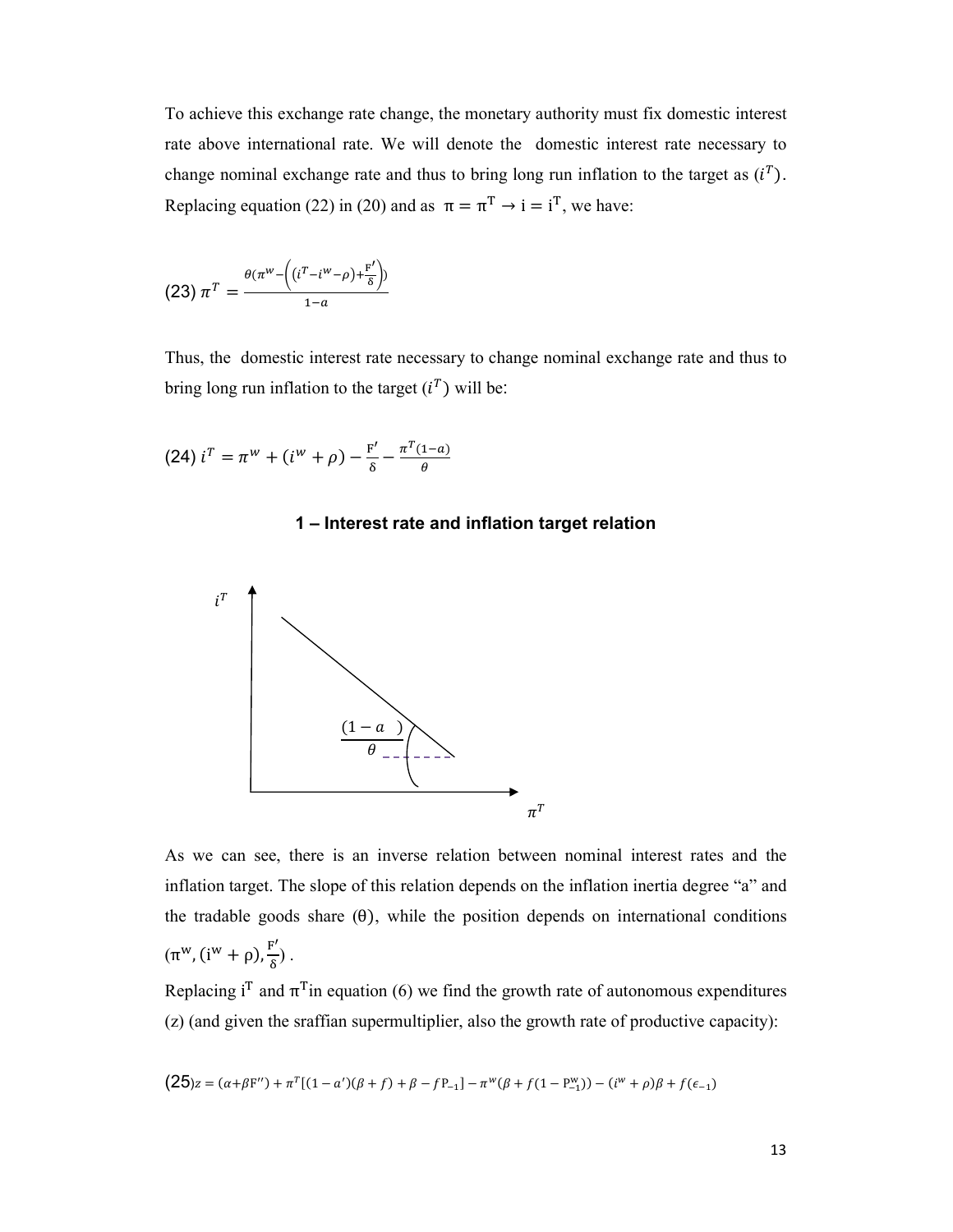To achieve this exchange rate change, the monetary authority must fix domestic interest rate above international rate. We will denote the domestic interest rate necessary to change nominal exchange rate and thus to bring long run inflation to the target as $(i^T)$. Replacing equation (22) in (20) and as $\pi = \pi^T \rightarrow i = i^T$, we have:

$$(23)\ \pi^T = \frac{\theta(\pi^w - \left((i^T - i^w - \rho) + \frac{F'}{\delta}\right))}{1-a}$$

Thus, the domestic interest rate necessary to change nominal exchange rate and thus to bring long run inflation to the target $(i^T)$ will be:

$$(24)\ i^T = \pi^w + (i^w + \rho) - \frac{F'}{\delta} - \frac{\pi^T(1-a)}{\theta}$$

**1 – Interest rate and inflation target relation**

As we can see, there is an inverse relation between nominal interest rates and the inflation target. The slope of this relation depends on the inflation inertia degree "a" and the tradable goods share $(\theta)$, while the position depends on international conditions $(\pi^w, (i^w + \rho), \frac{F'}{\delta})$.

Replacing $i^T$ and $\pi^T$ in equation (6) we find the growth rate of autonomous expenditures (z) (and given the sraffian supermultiplier, also the growth rate of productive capacity):

$$(25)\ z = (\alpha + \beta F'') + \pi^T[(1-a')(\beta + f) + \beta - f P_{-1}] - \pi^w(\beta + f(1 - P^w_{-1})) - (i^w + \rho)\beta + f(\epsilon_{-1})$$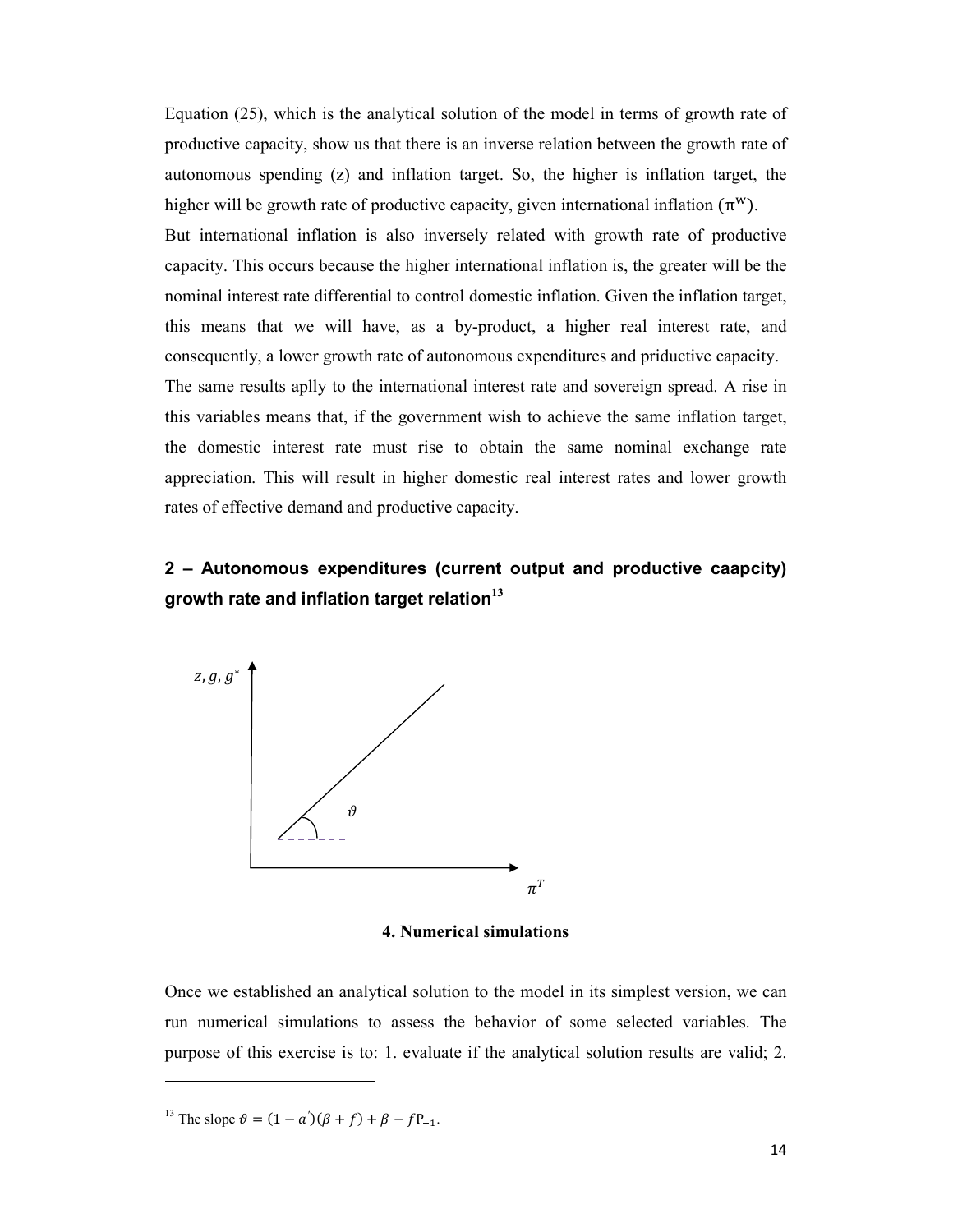Equation (25), which is the analytical solution of the model in terms of growth rate of productive capacity, show us that there is an inverse relation between the growth rate of autonomous spending (z) and inflation target. So, the higher is inflation target, the higher will be growth rate of productive capacity, given international inflation ($\pi^w$).

But international inflation is also inversely related with growth rate of productive capacity. This occurs because the higher international inflation is, the greater will be the nominal interest rate differential to control domestic inflation. Given the inflation target, this means that we will have, as a by-product, a higher real interest rate, and consequently, a lower growth rate of autonomous expenditures and priductive capacity.

The same results aplly to the international interest rate and sovereign spread. A rise in this variables means that, if the government wish to achieve the same inflation target, the domestic interest rate must rise to obtain the same nominal exchange rate appreciation. This will result in higher domestic real interest rates and lower growth rates of effective demand and productive capacity.

**2 – Autonomous expenditures (current output and productive caapcity) growth rate and inflation target relation[13]**

$z, g, g^*$

$\vartheta$

$\pi^T$

## 4. Numerical simulations

Once we established an analytical solution to the model in its simplest version, we can run numerical simulations to assess the behavior of some selected variables. The purpose of this exercise is to: 1. evaluate if the analytical solution results are valid; 2.

---

[13] The slope $\vartheta = (1 - a')(\beta + f) + \beta - f\mathrm{P}_{-1}$.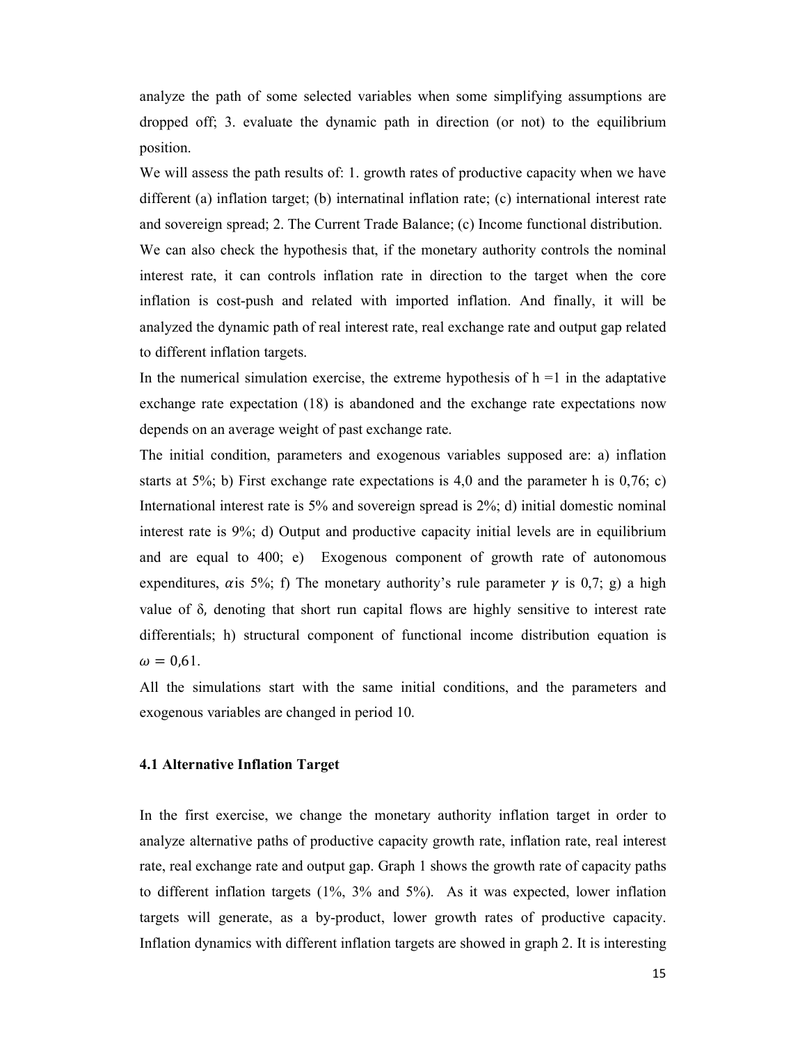analyze the path of some selected variables when some simplifying assumptions are dropped off; 3. evaluate the dynamic path in direction (or not) to the equilibrium position.

We will assess the path results of: 1. growth rates of productive capacity when we have different (a) inflation target; (b) internatinal inflation rate; (c) international interest rate and sovereign spread; 2. The Current Trade Balance; (c) Income functional distribution.

We can also check the hypothesis that, if the monetary authority controls the nominal interest rate, it can controls inflation rate in direction to the target when the core inflation is cost-push and related with imported inflation. And finally, it will be analyzed the dynamic path of real interest rate, real exchange rate and output gap related to different inflation targets.

In the numerical simulation exercise, the extreme hypothesis of h =1 in the adaptative exchange rate expectation (18) is abandoned and the exchange rate expectations now depends on an average weight of past exchange rate.

The initial condition, parameters and exogenous variables supposed are: a) inflation starts at 5%; b) First exchange rate expectations is 4,0 and the parameter h is 0,76; c) International interest rate is 5% and sovereign spread is 2%; d) initial domestic nominal interest rate is 9%; d) Output and productive capacity initial levels are in equilibrium and are equal to 400; e) Exogenous component of growth rate of autonomous expenditures, $\alpha$ is 5%; f) The monetary authority's rule parameter $\gamma$ is 0,7; g) a high value of $\delta$, denoting that short run capital flows are highly sensitive to interest rate differentials; h) structural component of functional income distribution equation is $\omega = 0{,}61$.

All the simulations start with the same initial conditions, and the parameters and exogenous variables are changed in period 10.

### 4.1 Alternative Inflation Target

In the first exercise, we change the monetary authority inflation target in order to analyze alternative paths of productive capacity growth rate, inflation rate, real interest rate, real exchange rate and output gap. Graph 1 shows the growth rate of capacity paths to different inflation targets (1%, 3% and 5%). As it was expected, lower inflation targets will generate, as a by-product, lower growth rates of productive capacity. Inflation dynamics with different inflation targets are showed in graph 2. It is interesting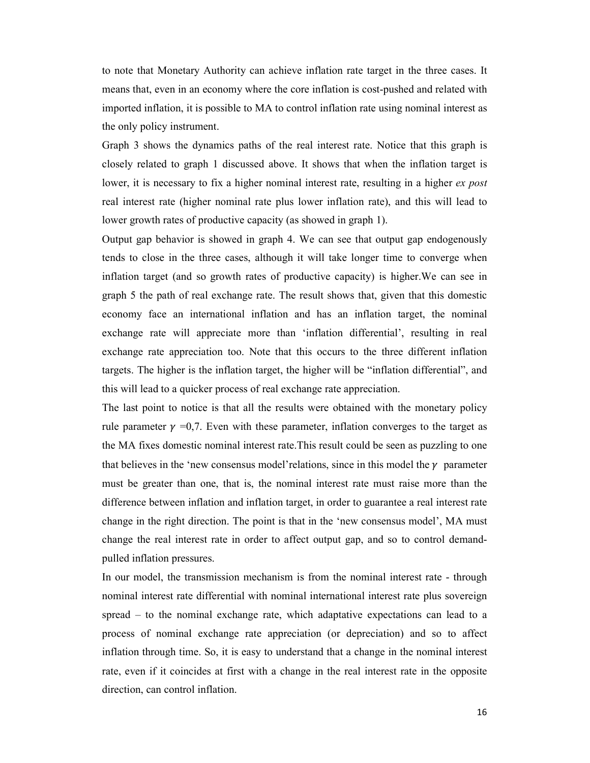to note that Monetary Authority can achieve inflation rate target in the three cases. It means that, even in an economy where the core inflation is cost-pushed and related with imported inflation, it is possible to MA to control inflation rate using nominal interest as the only policy instrument.

Graph 3 shows the dynamics paths of the real interest rate. Notice that this graph is closely related to graph 1 discussed above. It shows that when the inflation target is lower, it is necessary to fix a higher nominal interest rate, resulting in a higher *ex post* real interest rate (higher nominal rate plus lower inflation rate), and this will lead to lower growth rates of productive capacity (as showed in graph 1).

Output gap behavior is showed in graph 4. We can see that output gap endogenously tends to close in the three cases, although it will take longer time to converge when inflation target (and so growth rates of productive capacity) is higher.We can see in graph 5 the path of real exchange rate. The result shows that, given that this domestic economy face an international inflation and has an inflation target, the nominal exchange rate will appreciate more than 'inflation differential', resulting in real exchange rate appreciation too. Note that this occurs to the three different inflation targets. The higher is the inflation target, the higher will be "inflation differential", and this will lead to a quicker process of real exchange rate appreciation.

The last point to notice is that all the results were obtained with the monetary policy rule parameter $\gamma$ =0,7. Even with these parameter, inflation converges to the target as the MA fixes domestic nominal interest rate.This result could be seen as puzzling to one that believes in the 'new consensus model'relations, since in this model the $\gamma$ parameter must be greater than one, that is, the nominal interest rate must raise more than the difference between inflation and inflation target, in order to guarantee a real interest rate change in the right direction. The point is that in the 'new consensus model', MA must change the real interest rate in order to affect output gap, and so to control demand-pulled inflation pressures.

In our model, the transmission mechanism is from the nominal interest rate - through nominal interest rate differential with nominal international interest rate plus sovereign spread – to the nominal exchange rate, which adaptative expectations can lead to a process of nominal exchange rate appreciation (or depreciation) and so to affect inflation through time. So, it is easy to understand that a change in the nominal interest rate, even if it coincides at first with a change in the real interest rate in the opposite direction, can control inflation.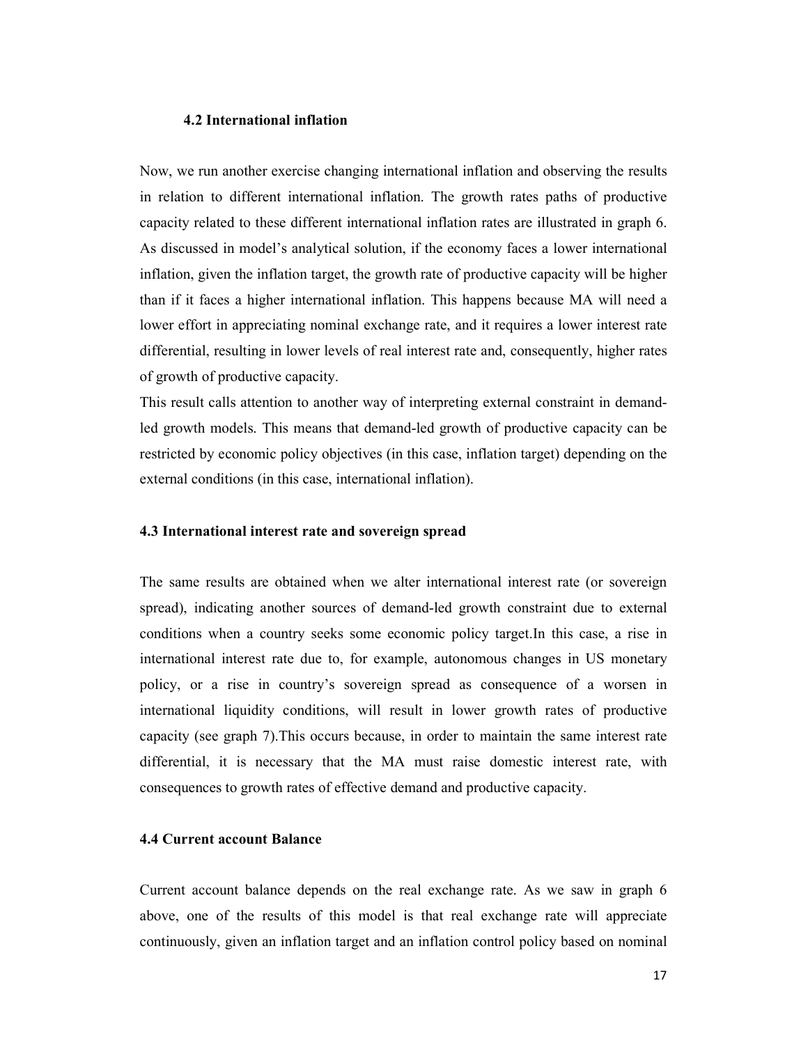### 4.2 International inflation

Now, we run another exercise changing international inflation and observing the results in relation to different international inflation. The growth rates paths of productive capacity related to these different international inflation rates are illustrated in graph 6. As discussed in model's analytical solution, if the economy faces a lower international inflation, given the inflation target, the growth rate of productive capacity will be higher than if it faces a higher international inflation. This happens because MA will need a lower effort in appreciating nominal exchange rate, and it requires a lower interest rate differential, resulting in lower levels of real interest rate and, consequently, higher rates of growth of productive capacity.

This result calls attention to another way of interpreting external constraint in demand-led growth models. This means that demand-led growth of productive capacity can be restricted by economic policy objectives (in this case, inflation target) depending on the external conditions (in this case, international inflation).

### 4.3 International interest rate and sovereign spread

The same results are obtained when we alter international interest rate (or sovereign spread), indicating another sources of demand-led growth constraint due to external conditions when a country seeks some economic policy target.In this case, a rise in international interest rate due to, for example, autonomous changes in US monetary policy, or a rise in country's sovereign spread as consequence of a worsen in international liquidity conditions, will result in lower growth rates of productive capacity (see graph 7).This occurs because, in order to maintain the same interest rate differential, it is necessary that the MA must raise domestic interest rate, with consequences to growth rates of effective demand and productive capacity.

### 4.4 Current account Balance

Current account balance depends on the real exchange rate. As we saw in graph 6 above, one of the results of this model is that real exchange rate will appreciate continuously, given an inflation target and an inflation control policy based on nominal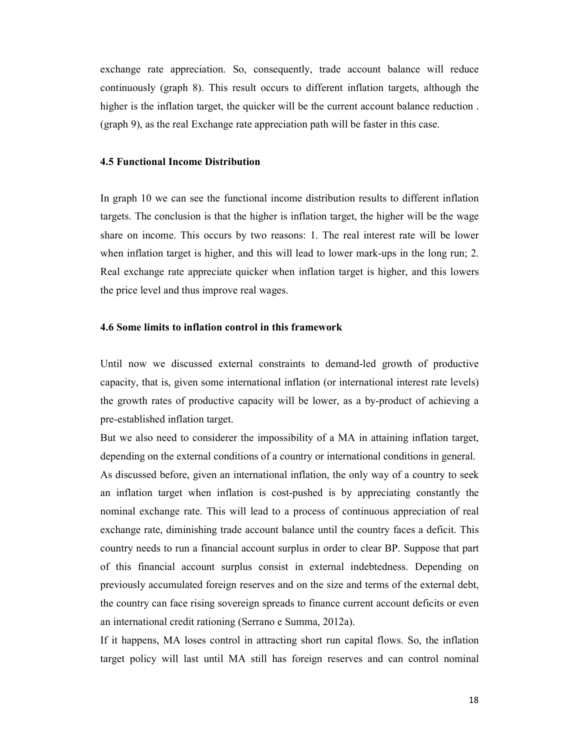exchange rate appreciation. So, consequently, trade account balance will reduce continuously (graph 8). This result occurs to different inflation targets, although the higher is the inflation target, the quicker will be the current account balance reduction . (graph 9), as the real Exchange rate appreciation path will be faster in this case.

### 4.5 Functional Income Distribution

In graph 10 we can see the functional income distribution results to different inflation targets. The conclusion is that the higher is inflation target, the higher will be the wage share on income. This occurs by two reasons: 1. The real interest rate will be lower when inflation target is higher, and this will lead to lower mark-ups in the long run; 2. Real exchange rate appreciate quicker when inflation target is higher, and this lowers the price level and thus improve real wages.

### 4.6 Some limits to inflation control in this framework

Until now we discussed external constraints to demand-led growth of productive capacity, that is, given some international inflation (or international interest rate levels) the growth rates of productive capacity will be lower, as a by-product of achieving a pre-established inflation target.

But we also need to considerer the impossibility of a MA in attaining inflation target, depending on the external conditions of a country or international conditions in general.

As discussed before, given an international inflation, the only way of a country to seek an inflation target when inflation is cost-pushed is by appreciating constantly the nominal exchange rate. This will lead to a process of continuous appreciation of real exchange rate, diminishing trade account balance until the country faces a deficit. This country needs to run a financial account surplus in order to clear BP. Suppose that part of this financial account surplus consist in external indebtedness. Depending on previously accumulated foreign reserves and on the size and terms of the external debt, the country can face rising sovereign spreads to finance current account deficits or even an international credit rationing (Serrano e Summa, 2012a).

If it happens, MA loses control in attracting short run capital flows. So, the inflation target policy will last until MA still has foreign reserves and can control nominal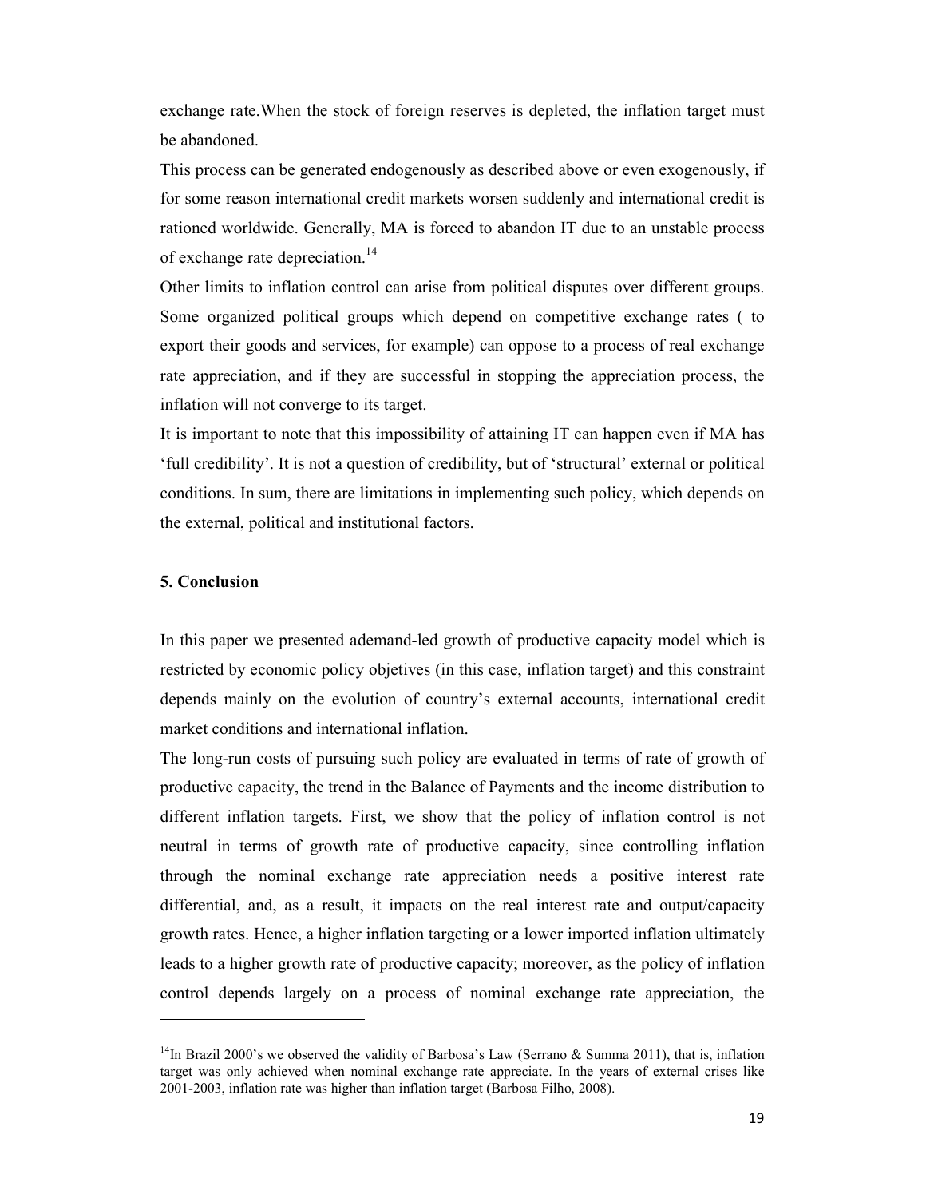exchange rate.When the stock of foreign reserves is depleted, the inflation target must be abandoned.

This process can be generated endogenously as described above or even exogenously, if for some reason international credit markets worsen suddenly and international credit is rationed worldwide. Generally, MA is forced to abandon IT due to an unstable process of exchange rate depreciation.[14]

Other limits to inflation control can arise from political disputes over different groups. Some organized political groups which depend on competitive exchange rates ( to export their goods and services, for example) can oppose to a process of real exchange rate appreciation, and if they are successful in stopping the appreciation process, the inflation will not converge to its target.

It is important to note that this impossibility of attaining IT can happen even if MA has 'full credibility'. It is not a question of credibility, but of 'structural' external or political conditions. In sum, there are limitations in implementing such policy, which depends on the external, political and institutional factors.

## 5. Conclusion

In this paper we presented ademand-led growth of productive capacity model which is restricted by economic policy objetives (in this case, inflation target) and this constraint depends mainly on the evolution of country's external accounts, international credit market conditions and international inflation.

The long-run costs of pursuing such policy are evaluated in terms of rate of growth of productive capacity, the trend in the Balance of Payments and the income distribution to different inflation targets. First, we show that the policy of inflation control is not neutral in terms of growth rate of productive capacity, since controlling inflation through the nominal exchange rate appreciation needs a positive interest rate differential, and, as a result, it impacts on the real interest rate and output/capacity growth rates. Hence, a higher inflation targeting or a lower imported inflation ultimately leads to a higher growth rate of productive capacity; moreover, as the policy of inflation control depends largely on a process of nominal exchange rate appreciation, the

---

[14]In Brazil 2000's we observed the validity of Barbosa's Law (Serrano & Summa 2011), that is, inflation target was only achieved when nominal exchange rate appreciate. In the years of external crises like 2001-2003, inflation rate was higher than inflation target (Barbosa Filho, 2008).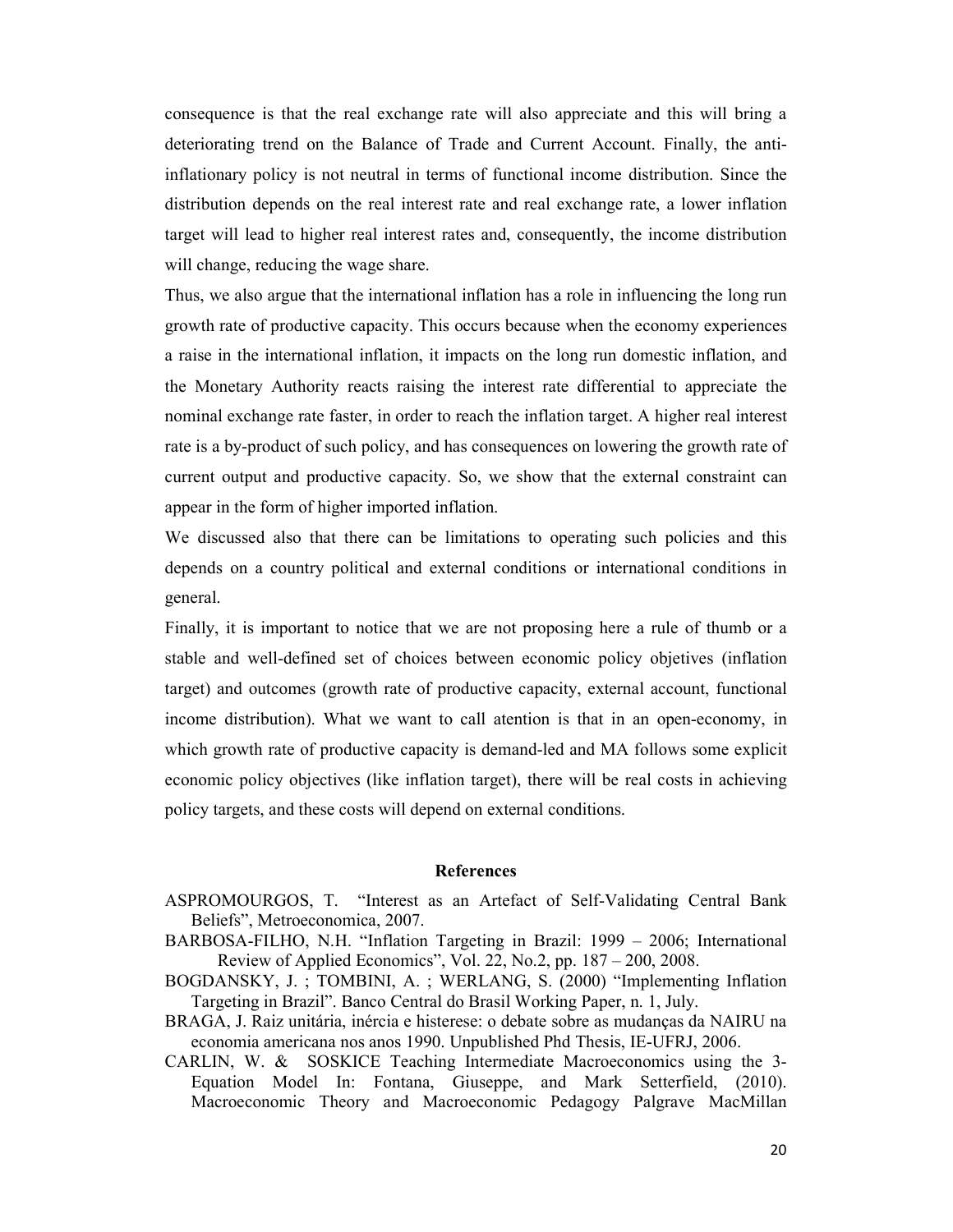consequence is that the real exchange rate will also appreciate and this will bring a deteriorating trend on the Balance of Trade and Current Account. Finally, the anti-inflationary policy is not neutral in terms of functional income distribution. Since the distribution depends on the real interest rate and real exchange rate, a lower inflation target will lead to higher real interest rates and, consequently, the income distribution will change, reducing the wage share.

Thus, we also argue that the international inflation has a role in influencing the long run growth rate of productive capacity. This occurs because when the economy experiences a raise in the international inflation, it impacts on the long run domestic inflation, and the Monetary Authority reacts raising the interest rate differential to appreciate the nominal exchange rate faster, in order to reach the inflation target. A higher real interest rate is a by-product of such policy, and has consequences on lowering the growth rate of current output and productive capacity. So, we show that the external constraint can appear in the form of higher imported inflation.

We discussed also that there can be limitations to operating such policies and this depends on a country political and external conditions or international conditions in general.

Finally, it is important to notice that we are not proposing here a rule of thumb or a stable and well-defined set of choices between economic policy objetives (inflation target) and outcomes (growth rate of productive capacity, external account, functional income distribution). What we want to call atention is that in an open-economy, in which growth rate of productive capacity is demand-led and MA follows some explicit economic policy objectives (like inflation target), there will be real costs in achieving policy targets, and these costs will depend on external conditions.

## References

ASPROMOURGOS, T. "Interest as an Artefact of Self-Validating Central Bank Beliefs", Metroeconomica, 2007.

BARBOSA-FILHO, N.H. "Inflation Targeting in Brazil: 1999 – 2006; International Review of Applied Economics", Vol. 22, No.2, pp. 187 – 200, 2008.

BOGDANSKY, J. ; TOMBINI, A. ; WERLANG, S. (2000) "Implementing Inflation Targeting in Brazil". Banco Central do Brasil Working Paper, n. 1, July.

BRAGA, J. Raiz unitária, inércia e histerese: o debate sobre as mudanças da NAIRU na economia americana nos anos 1990. Unpublished Phd Thesis, IE-UFRJ, 2006.

CARLIN, W. & SOSKICE Teaching Intermediate Macroeconomics using the 3-Equation Model In: Fontana, Giuseppe, and Mark Setterfield, (2010). Macroeconomic Theory and Macroeconomic Pedagogy Palgrave MacMillan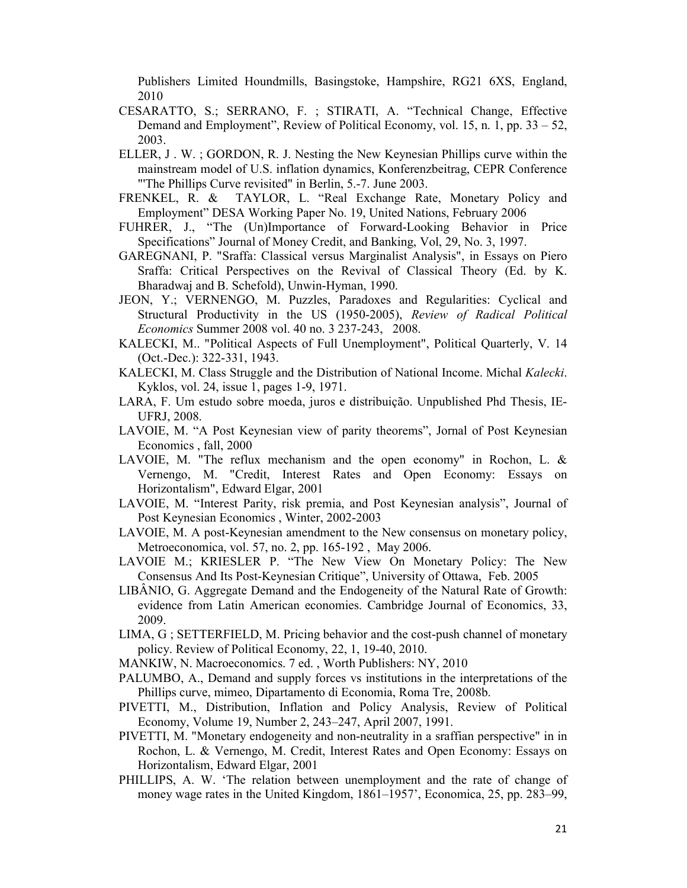Publishers Limited Houndmills, Basingstoke, Hampshire, RG21 6XS, England, 2010

CESARATTO, S.; SERRANO, F. ; STIRATI, A. "Technical Change, Effective Demand and Employment", Review of Political Economy, vol. 15, n. 1, pp. 33 – 52, 2003.

ELLER, J . W. ; GORDON, R. J. Nesting the New Keynesian Phillips curve within the mainstream model of U.S. inflation dynamics, Konferenzbeitrag, CEPR Conference "'The Phillips Curve revisited" in Berlin, 5.-7. June 2003.

FRENKEL, R. & TAYLOR, L. "Real Exchange Rate, Monetary Policy and Employment" DESA Working Paper No. 19, United Nations, February 2006

FUHRER, J., "The (Un)Importance of Forward-Looking Behavior in Price Specifications" Journal of Money Credit, and Banking, Vol, 29, No. 3, 1997.

GAREGNANI, P. "Sraffa: Classical versus Marginalist Analysis", in Essays on Piero Sraffa: Critical Perspectives on the Revival of Classical Theory (Ed. by K. Bharadwaj and B. Schefold), Unwin-Hyman, 1990.

JEON, Y.; VERNENGO, M. Puzzles, Paradoxes and Regularities: Cyclical and Structural Productivity in the US (1950-2005), *Review of Radical Political Economics* Summer 2008 vol. 40 no. 3 237-243, 2008.

KALECKI, M.. "Political Aspects of Full Unemployment", Political Quarterly, V. 14 (Oct.-Dec.): 322-331, 1943.

KALECKI, M. Class Struggle and the Distribution of National Income. Michal *Kalecki*. Kyklos, vol. 24, issue 1, pages 1-9, 1971.

LARA, F. Um estudo sobre moeda, juros e distribuição. Unpublished Phd Thesis, IE-UFRJ, 2008.

LAVOIE, M. "A Post Keynesian view of parity theorems", Jornal of Post Keynesian Economics , fall, 2000

LAVOIE, M. "The reflux mechanism and the open economy" in Rochon, L. & Vernengo, M. "Credit, Interest Rates and Open Economy: Essays on Horizontalism", Edward Elgar, 2001

LAVOIE, M. "Interest Parity, risk premia, and Post Keynesian analysis", Journal of Post Keynesian Economics , Winter, 2002-2003

LAVOIE, M. A post-Keynesian amendment to the New consensus on monetary policy, Metroeconomica, vol. 57, no. 2, pp. 165-192 , May 2006.

LAVOIE M.; KRIESLER P. "The New View On Monetary Policy: The New Consensus And Its Post-Keynesian Critique", University of Ottawa, Feb. 2005

LIBÂNIO, G. Aggregate Demand and the Endogeneity of the Natural Rate of Growth: evidence from Latin American economies. Cambridge Journal of Economics, 33, 2009.

LIMA, G ; SETTERFIELD, M. Pricing behavior and the cost-push channel of monetary policy. Review of Political Economy, 22, 1, 19-40, 2010.

MANKIW, N. Macroeconomics. 7 ed. , Worth Publishers: NY, 2010

PALUMBO, A., Demand and supply forces vs institutions in the interpretations of the Phillips curve, mimeo, Dipartamento di Economia, Roma Tre, 2008b.

PIVETTI, M., Distribution, Inflation and Policy Analysis, Review of Political Economy, Volume 19, Number 2, 243–247, April 2007, 1991.

PIVETTI, M. "Monetary endogeneity and non-neutrality in a sraffian perspective" in in Rochon, L. & Vernengo, M. Credit, Interest Rates and Open Economy: Essays on Horizontalism, Edward Elgar, 2001

PHILLIPS, A. W. 'The relation between unemployment and the rate of change of money wage rates in the United Kingdom, 1861–1957', Economica, 25, pp. 283–99,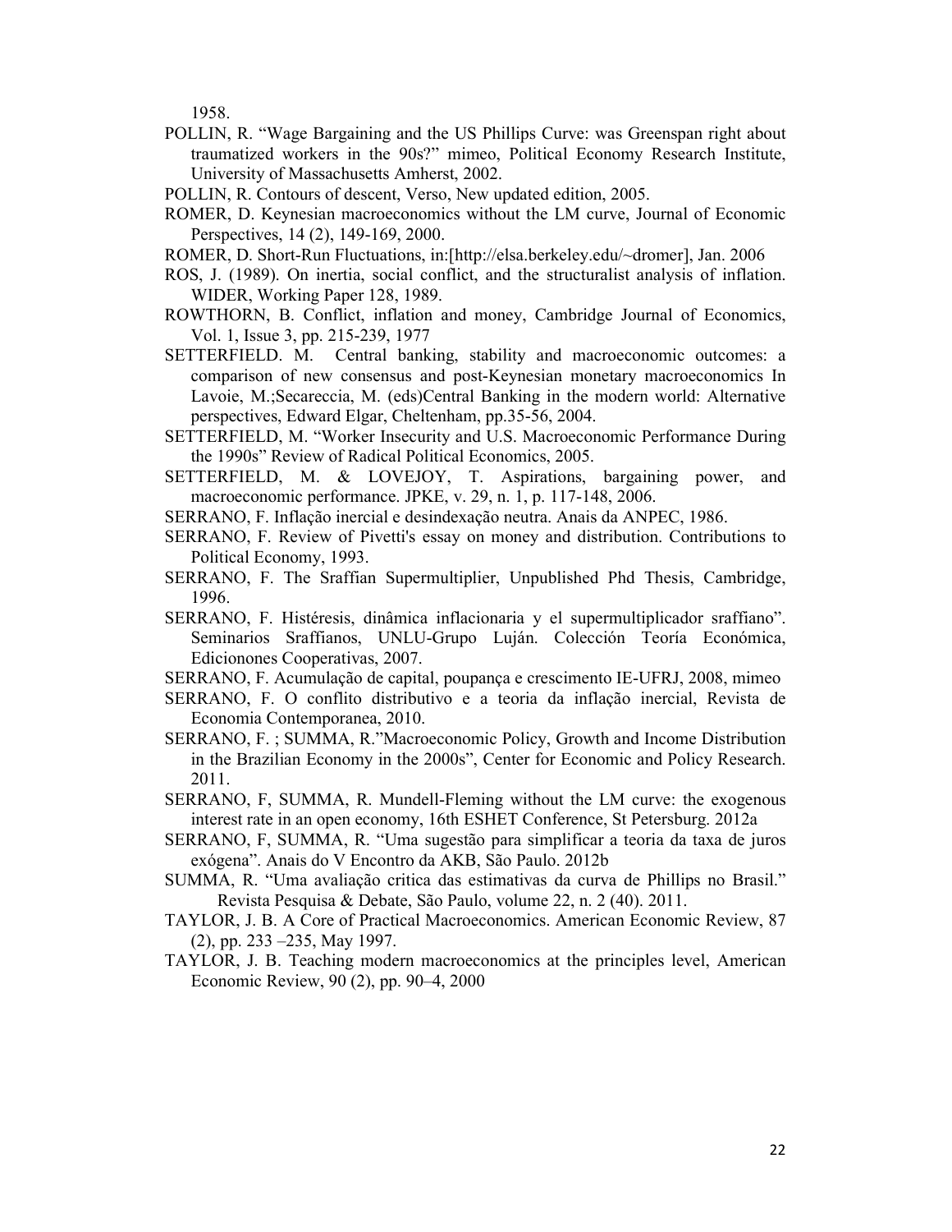1958.

POLLIN, R. "Wage Bargaining and the US Phillips Curve: was Greenspan right about traumatized workers in the 90s?" mimeo, Political Economy Research Institute, University of Massachusetts Amherst, 2002.

POLLIN, R. Contours of descent, Verso, New updated edition, 2005.

ROMER, D. Keynesian macroeconomics without the LM curve, Journal of Economic Perspectives, 14 (2), 149-169, 2000.

ROMER, D. Short-Run Fluctuations, in:[http://elsa.berkeley.edu/~dromer], Jan. 2006

ROS, J. (1989). On inertia, social conflict, and the structuralist analysis of inflation. WIDER, Working Paper 128, 1989.

ROWTHORN, B. Conflict, inflation and money, Cambridge Journal of Economics, Vol. 1, Issue 3, pp. 215-239, 1977

SETTERFIELD. M. Central banking, stability and macroeconomic outcomes: a comparison of new consensus and post-Keynesian monetary macroeconomics In Lavoie, M.;Secareccia, M. (eds)Central Banking in the modern world: Alternative perspectives, Edward Elgar, Cheltenham, pp.35-56, 2004.

SETTERFIELD, M. "Worker Insecurity and U.S. Macroeconomic Performance During the 1990s" Review of Radical Political Economics, 2005.

SETTERFIELD, M. & LOVEJOY, T. Aspirations, bargaining power, and macroeconomic performance. JPKE, v. 29, n. 1, p. 117-148, 2006.

SERRANO, F. Inflação inercial e desindexação neutra. Anais da ANPEC, 1986.

SERRANO, F. Review of Pivetti's essay on money and distribution. Contributions to Political Economy, 1993.

SERRANO, F. The Sraffian Supermultiplier, Unpublished Phd Thesis, Cambridge, 1996.

SERRANO, F. Histéresis, dinâmica inflacionaria y el supermultiplicador sraffiano". Seminarios Sraffianos, UNLU-Grupo Luján. Colección Teoría Económica, Edicionones Cooperativas, 2007.

SERRANO, F. Acumulação de capital, poupança e crescimento IE-UFRJ, 2008, mimeo

SERRANO, F. O conflito distributivo e a teoria da inflação inercial, Revista de Economia Contemporanea, 2010.

SERRANO, F. ; SUMMA, R."Macroeconomic Policy, Growth and Income Distribution in the Brazilian Economy in the 2000s", Center for Economic and Policy Research. 2011.

SERRANO, F, SUMMA, R. Mundell-Fleming without the LM curve: the exogenous interest rate in an open economy, 16th ESHET Conference, St Petersburg. 2012a

SERRANO, F, SUMMA, R. "Uma sugestão para simplificar a teoria da taxa de juros exógena". Anais do V Encontro da AKB, São Paulo. 2012b

SUMMA, R. "Uma avaliação critica das estimativas da curva de Phillips no Brasil." Revista Pesquisa & Debate, São Paulo, volume 22, n. 2 (40). 2011.

TAYLOR, J. B. A Core of Practical Macroeconomics. American Economic Review, 87 (2), pp. 233 –235, May 1997.

TAYLOR, J. B. Teaching modern macroeconomics at the principles level, American Economic Review, 90 (2), pp. 90–4, 2000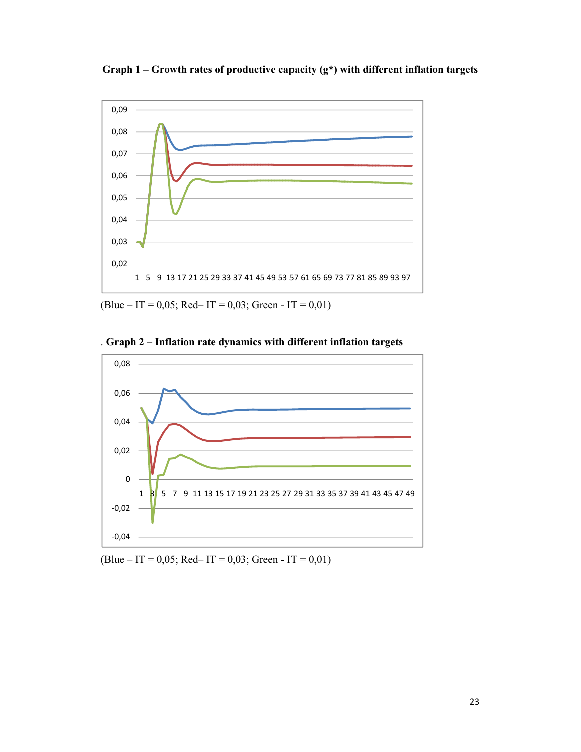**Graph 1 – Growth rates of productive capacity (g\*) with different inflation targets**

(Blue – IT = 0,05; Red– IT = 0,03; Green - IT = 0,01)

. **Graph 2 – Inflation rate dynamics with different inflation targets**

(Blue – IT = 0,05; Red– IT = 0,03; Green - IT = 0,01)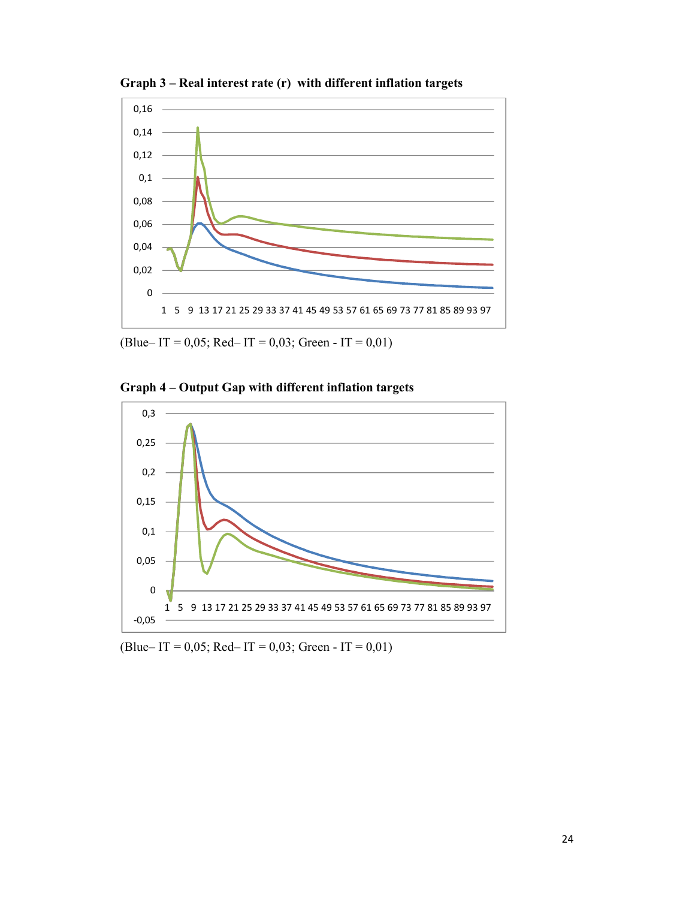**Graph 3 – Real interest rate (r) with different inflation targets**

(Blue– IT = 0,05; Red– IT = 0,03; Green - IT = 0,01)

**Graph 4 – Output Gap with different inflation targets**

(Blue– IT = 0,05; Red– IT = 0,03; Green - IT = 0,01)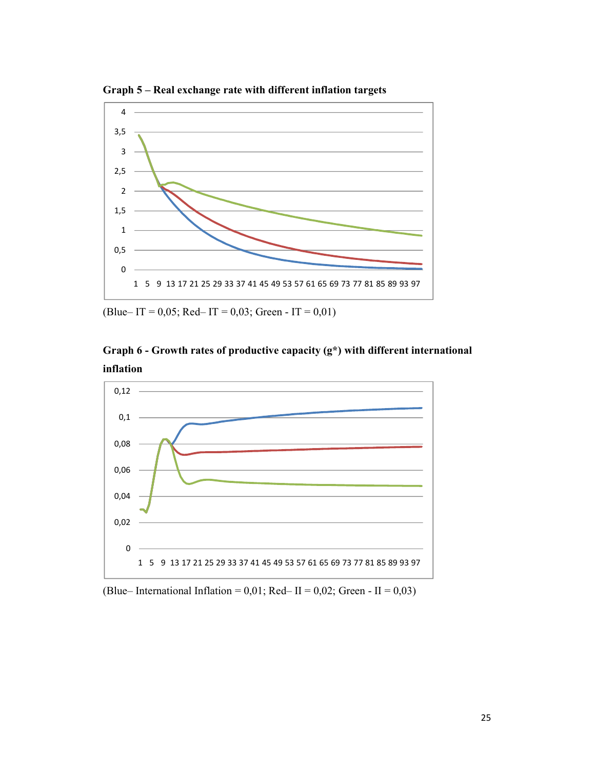**Graph 5 – Real exchange rate with different inflation targets**

(Blue– IT = 0,05; Red– IT = 0,03; Green - IT = 0,01)

**Graph 6 - Growth rates of productive capacity (g*) with different international inflation**

(Blue– International Inflation = 0,01; Red– II = 0,02; Green - II = 0,03)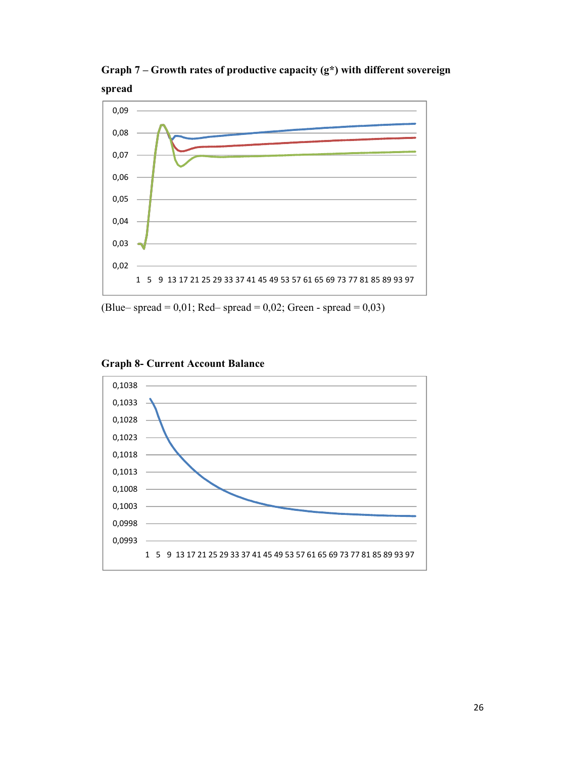**Graph 7 – Growth rates of productive capacity ($g^*$) with different sovereign spread**

(Blue– spread = 0,01; Red– spread = 0,02; Green - spread = 0,03)

**Graph 8- Current Account Balance**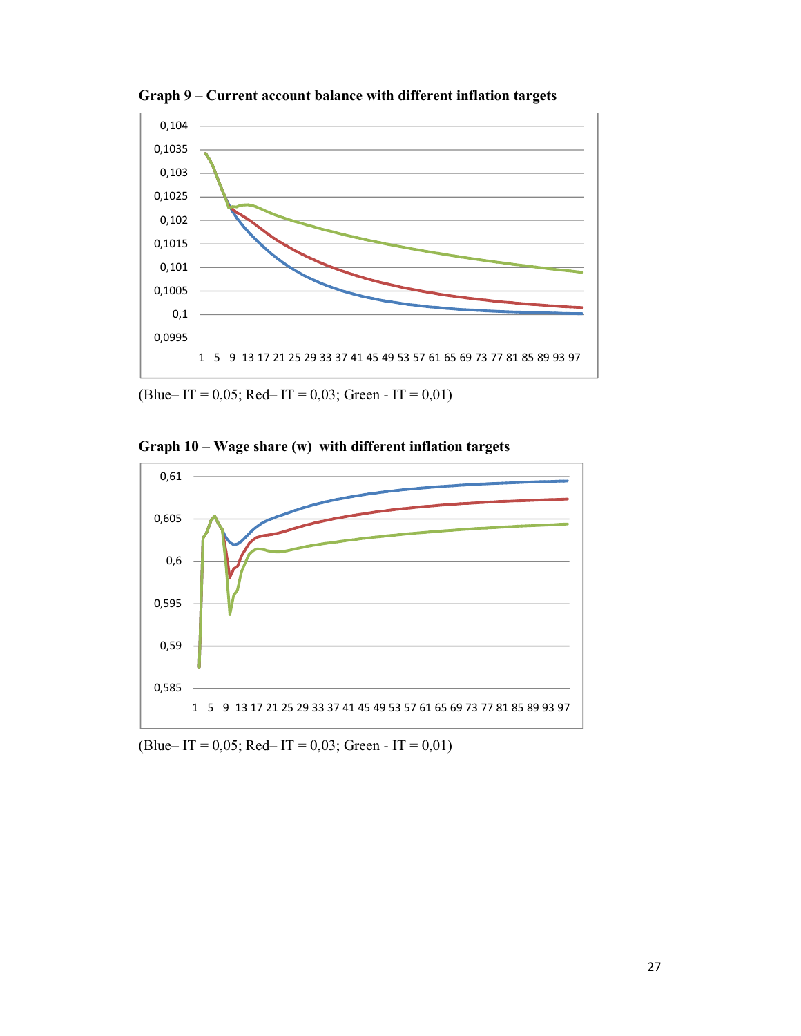**Graph 9 – Current account balance with different inflation targets**

0,104
0,1035
0,103
0,1025
0,102
0,1015
0,101
0,1005
0,1
0,0995

1 5 9 13 17 21 25 29 33 37 41 45 49 53 57 61 65 69 73 77 81 85 89 93 97

(Blue– IT = 0,05; Red– IT = 0,03; Green - IT = 0,01)

**Graph 10 – Wage share (w) with different inflation targets**

0,61
0,605
0,6
0,595
0,59
0,585

1 5 9 13 17 21 25 29 33 37 41 45 49 53 57 61 65 69 73 77 81 85 89 93 97

(Blue– IT = 0,05; Red– IT = 0,03; Green - IT = 0,01)